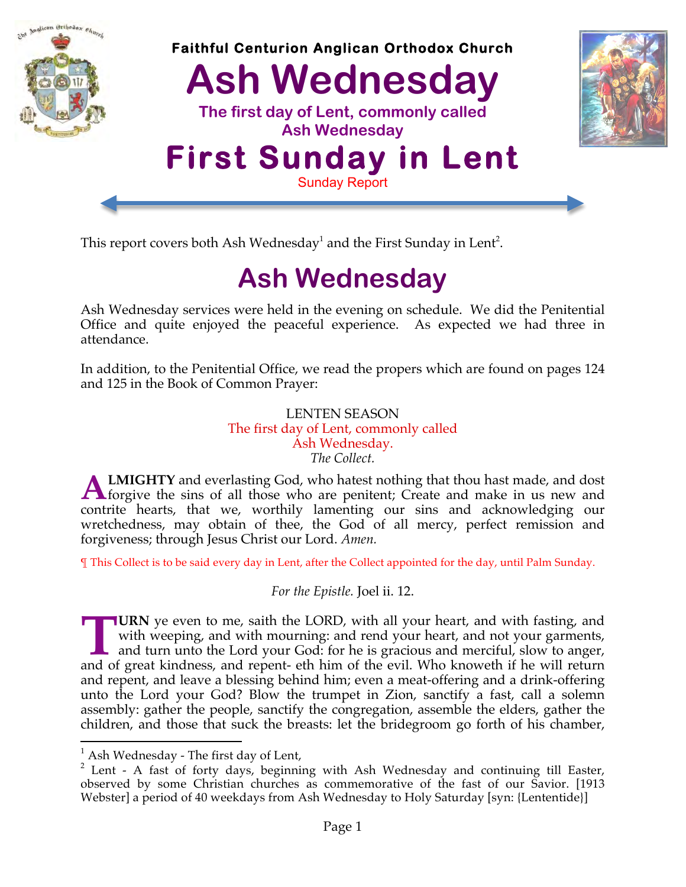**Faithful Centurion Anglican Orthodox Church**

# Ash Wednesday

**The first day of Lent, commonly called Ash Wednesday**

# First Sunday in Lent

Sunday Report

This report covers both Ash Wednesday[1] and the First Sunday in Lent[2].

## Ash Wednesday

Ash Wednesday services were held in the evening on schedule. We did the Penitential Office and quite enjoyed the peaceful experience. As expected we had three in attendance.

In addition, to the Penitential Office, we read the propers which are found on pages 124 and 125 in the Book of Common Prayer:

LENTEN SEASON
The first day of Lent, commonly called
Ash Wednesday.
*The Collect.*

**ALMIGHTY** and everlasting God, who hatest nothing that thou hast made, and dost forgive the sins of all those who are penitent; Create and make in us new and contrite hearts, that we, worthily lamenting our sins and acknowledging our wretchedness, may obtain of thee, the God of all mercy, perfect remission and forgiveness; through Jesus Christ our Lord. *Amen.*

¶ This Collect is to be said every day in Lent, after the Collect appointed for the day, until Palm Sunday.

*For the Epistle.* Joel ii. 12.

**TURN** ye even to me, saith the LORD, with all your heart, and with fasting, and with weeping, and with mourning: and rend your heart, and not your garments, and turn unto the Lord your God: for he is gracious and merciful, slow to anger, and of great kindness, and repent- eth him of the evil. Who knoweth if he will return and repent, and leave a blessing behind him; even a meat-offering and a drink-offering unto the Lord your God? Blow the trumpet in Zion, sanctify a fast, call a solemn assembly: gather the people, sanctify the congregation, assemble the elders, gather the children, and those that suck the breasts: let the bridegroom go forth of his chamber,

---

[1] Ash Wednesday - The first day of Lent,

[2] Lent - A fast of forty days, beginning with Ash Wednesday and continuing till Easter, observed by some Christian churches as commemorative of the fast of our Savior. [1913 Webster] a period of 40 weekdays from Ash Wednesday to Holy Saturday [syn: {Lententide}]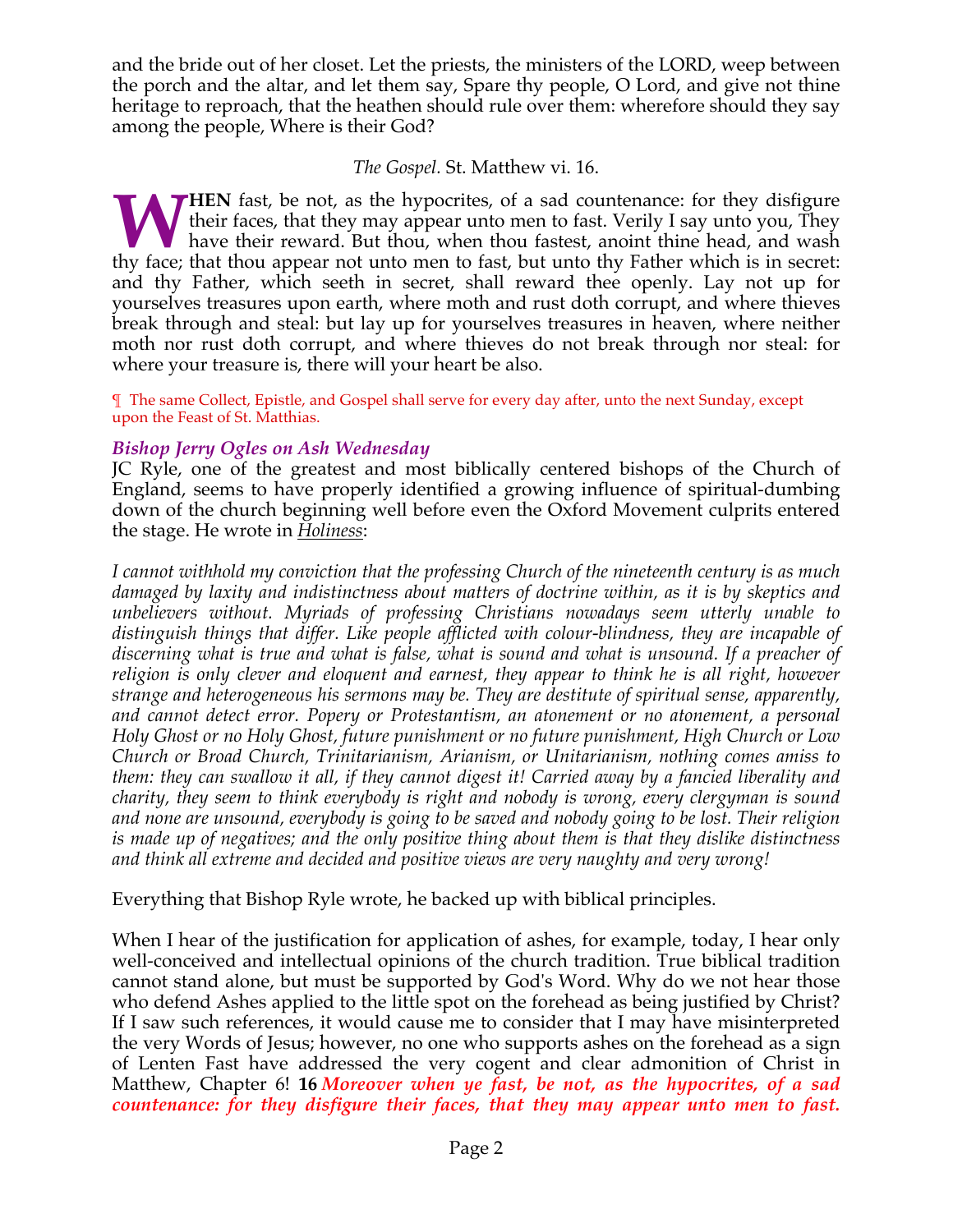and the bride out of her closet. Let the priests, the ministers of the LORD, weep between the porch and the altar, and let them say, Spare thy people, O Lord, and give not thine heritage to reproach, that the heathen should rule over them: wherefore should they say among the people, Where is their God?

*The Gospel.* St. Matthew vi. 16.

**WHEN** fast, be not, as the hypocrites, of a sad countenance: for they disfigure their faces, that they may appear unto men to fast. Verily I say unto you, They have their reward. But thou, when thou fastest, anoint thine head, and wash thy face; that thou appear not unto men to fast, but unto thy Father which is in secret: and thy Father, which seeth in secret, shall reward thee openly. Lay not up for yourselves treasures upon earth, where moth and rust doth corrupt, and where thieves break through and steal: but lay up for yourselves treasures in heaven, where neither moth nor rust doth corrupt, and where thieves do not break through nor steal: for where your treasure is, there will your heart be also.

¶ The same Collect, Epistle, and Gospel shall serve for every day after, unto the next Sunday, except upon the Feast of St. Matthias.

### *Bishop Jerry Ogles on Ash Wednesday*

JC Ryle, one of the greatest and most biblically centered bishops of the Church of England, seems to have properly identified a growing influence of spiritual-dumbing down of the church beginning well before even the Oxford Movement culprits entered the stage. He wrote in *Holiness*:

*I cannot withhold my conviction that the professing Church of the nineteenth century is as much damaged by laxity and indistinctness about matters of doctrine within, as it is by skeptics and unbelievers without. Myriads of professing Christians nowadays seem utterly unable to distinguish things that differ. Like people afflicted with colour-blindness, they are incapable of discerning what is true and what is false, what is sound and what is unsound. If a preacher of religion is only clever and eloquent and earnest, they appear to think he is all right, however strange and heterogeneous his sermons may be. They are destitute of spiritual sense, apparently, and cannot detect error. Popery or Protestantism, an atonement or no atonement, a personal Holy Ghost or no Holy Ghost, future punishment or no future punishment, High Church or Low Church or Broad Church, Trinitarianism, Arianism, or Unitarianism, nothing comes amiss to them: they can swallow it all, if they cannot digest it! Carried away by a fancied liberality and charity, they seem to think everybody is right and nobody is wrong, every clergyman is sound and none are unsound, everybody is going to be saved and nobody going to be lost. Their religion is made up of negatives; and the only positive thing about them is that they dislike distinctness and think all extreme and decided and positive views are very naughty and very wrong!*

Everything that Bishop Ryle wrote, he backed up with biblical principles.

When I hear of the justification for application of ashes, for example, today, I hear only well-conceived and intellectual opinions of the church tradition. True biblical tradition cannot stand alone, but must be supported by God's Word. Why do we not hear those who defend Ashes applied to the little spot on the forehead as being justified by Christ? If I saw such references, it would cause me to consider that I may have misinterpreted the very Words of Jesus; however, no one who supports ashes on the forehead as a sign of Lenten Fast have addressed the very cogent and clear admonition of Christ in Matthew, Chapter 6! **16** ***Moreover when ye fast, be not, as the hypocrites, of a sad countenance: for they disfigure their faces, that they may appear unto men to fast.***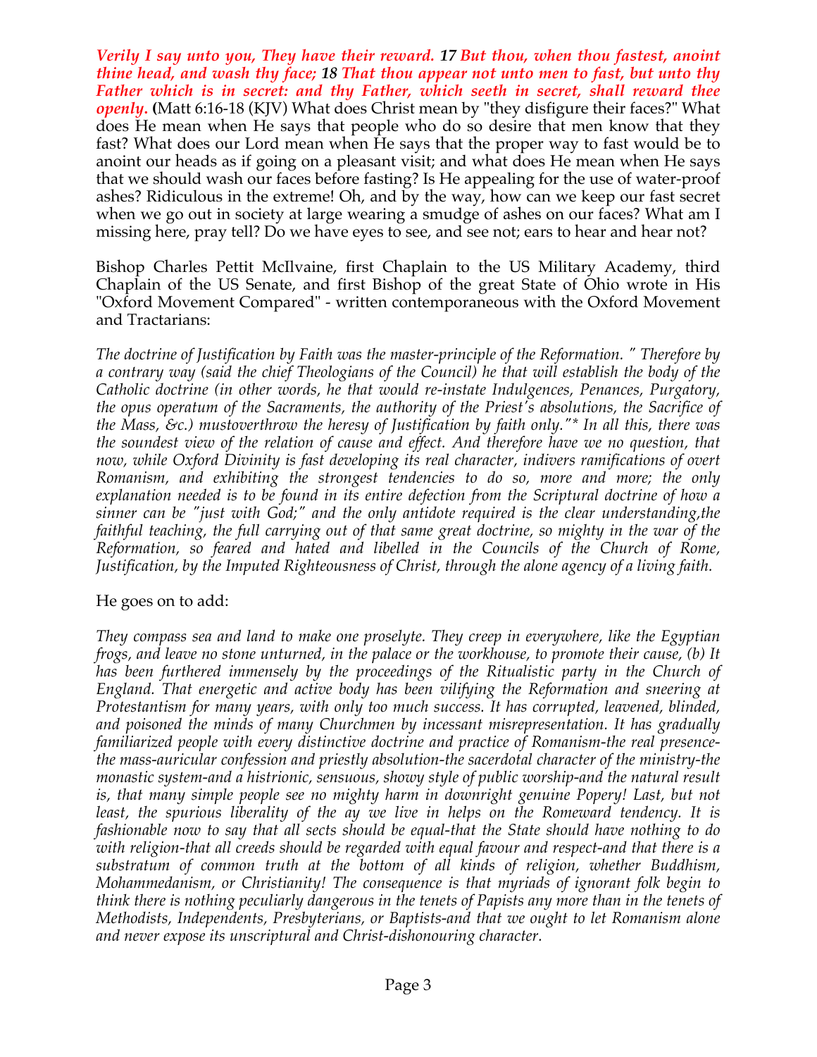***Verily I say unto you, They have their reward. 17 But thou, when thou fastest, anoint thine head, and wash thy face; 18 That thou appear not unto men to fast, but unto thy Father which is in secret: and thy Father, which seeth in secret, shall reward thee openly.*** **(**Matt 6:16-18 (KJV) What does Christ mean by "they disfigure their faces?" What does He mean when He says that people who do so desire that men know that they fast? What does our Lord mean when He says that the proper way to fast would be to anoint our heads as if going on a pleasant visit; and what does He mean when He says that we should wash our faces before fasting? Is He appealing for the use of water-proof ashes? Ridiculous in the extreme! Oh, and by the way, how can we keep our fast secret when we go out in society at large wearing a smudge of ashes on our faces? What am I missing here, pray tell? Do we have eyes to see, and see not; ears to hear and hear not?

Bishop Charles Pettit McIlvaine, first Chaplain to the US Military Academy, third Chaplain of the US Senate, and first Bishop of the great State of Ohio wrote in His "Oxford Movement Compared" - written contemporaneous with the Oxford Movement and Tractarians:

*The doctrine of Justification by Faith was the master-principle of the Reformation. " Therefore by a contrary way (said the chief Theologians of the Council) he that will establish the body of the Catholic doctrine (in other words, he that would re-instate Indulgences, Penances, Purgatory, the opus operatum of the Sacraments, the authority of the Priest's absolutions, the Sacrifice of the Mass, &c.) mustoverthrow the heresy of Justification by faith only."* In all this, there was the soundest view of the relation of cause and effect. And therefore have we no question, that now, while Oxford Divinity is fast developing its real character, indivers ramifications of overt Romanism, and exhibiting the strongest tendencies to do so, more and more; the only explanation needed is to be found in its entire defection from the Scriptural doctrine of how a sinner can be "just with God;" and the only antidote required is the clear understanding,the faithful teaching, the full carrying out of that same great doctrine, so mighty in the war of the Reformation, so feared and hated and libelled in the Councils of the Church of Rome, Justification, by the Imputed Righteousness of Christ, through the alone agency of a living faith.*

He goes on to add:

*They compass sea and land to make one proselyte. They creep in everywhere, like the Egyptian frogs, and leave no stone unturned, in the palace or the workhouse, to promote their cause, (b) It has been furthered immensely by the proceedings of the Ritualistic party in the Church of England. That energetic and active body has been vilifying the Reformation and sneering at Protestantism for many years, with only too much success. It has corrupted, leavened, blinded, and poisoned the minds of many Churchmen by incessant misrepresentation. It has gradually familiarized people with every distinctive doctrine and practice of Romanism-the real presence-the mass-auricular confession and priestly absolution-the sacerdotal character of the ministry-the monastic system-and a histrionic, sensuous, showy style of public worship-and the natural result is, that many simple people see no mighty harm in downright genuine Popery! Last, but not least, the spurious liberality of the ay we live in helps on the Romeward tendency. It is fashionable now to say that all sects should be equal-that the State should have nothing to do with religion-that all creeds should be regarded with equal favour and respect-and that there is a substratum of common truth at the bottom of all kinds of religion, whether Buddhism, Mohammedanism, or Christianity! The consequence is that myriads of ignorant folk begin to think there is nothing peculiarly dangerous in the tenets of Papists any more than in the tenets of Methodists, Independents, Presbyterians, or Baptists-and that we ought to let Romanism alone and never expose its unscriptural and Christ-dishonouring character.*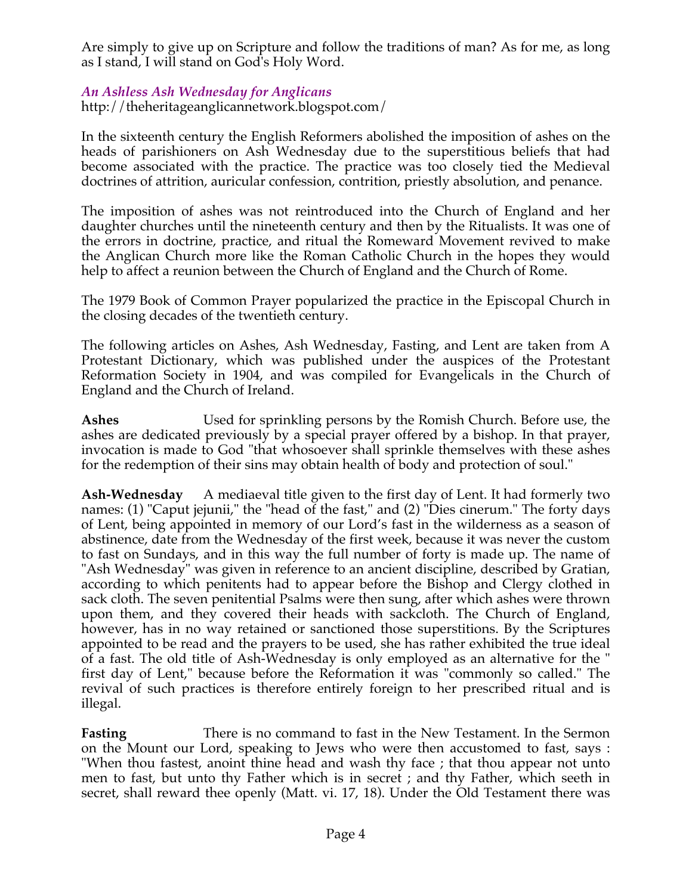Are simply to give up on Scripture and follow the traditions of man? As for me, as long as I stand, I will stand on God's Holy Word.

### *An Ashless Ash Wednesday for Anglicans*

http://theheritageanglicannetwork.blogspot.com/

In the sixteenth century the English Reformers abolished the imposition of ashes on the heads of parishioners on Ash Wednesday due to the superstitious beliefs that had become associated with the practice. The practice was too closely tied the Medieval doctrines of attrition, auricular confession, contrition, priestly absolution, and penance.

The imposition of ashes was not reintroduced into the Church of England and her daughter churches until the nineteenth century and then by the Ritualists. It was one of the errors in doctrine, practice, and ritual the Romeward Movement revived to make the Anglican Church more like the Roman Catholic Church in the hopes they would help to affect a reunion between the Church of England and the Church of Rome.

The 1979 Book of Common Prayer popularized the practice in the Episcopal Church in the closing decades of the twentieth century.

The following articles on Ashes, Ash Wednesday, Fasting, and Lent are taken from A Protestant Dictionary, which was published under the auspices of the Protestant Reformation Society in 1904, and was compiled for Evangelicals in the Church of England and the Church of Ireland.

**Ashes** Used for sprinkling persons by the Romish Church. Before use, the ashes are dedicated previously by a special prayer offered by a bishop. In that prayer, invocation is made to God "that whosoever shall sprinkle themselves with these ashes for the redemption of their sins may obtain health of body and protection of soul."

**Ash-Wednesday** A mediaeval title given to the first day of Lent. It had formerly two names: (1) "Caput jejunii," the "head of the fast," and (2) "Dies cinerum." The forty days of Lent, being appointed in memory of our Lord's fast in the wilderness as a season of abstinence, date from the Wednesday of the first week, because it was never the custom to fast on Sundays, and in this way the full number of forty is made up. The name of "Ash Wednesday" was given in reference to an ancient discipline, described by Gratian, according to which penitents had to appear before the Bishop and Clergy clothed in sack cloth. The seven penitential Psalms were then sung, after which ashes were thrown upon them, and they covered their heads with sackcloth. The Church of England, however, has in no way retained or sanctioned those superstitions. By the Scriptures appointed to be read and the prayers to be used, she has rather exhibited the true ideal of a fast. The old title of Ash-Wednesday is only employed as an alternative for the " first day of Lent," because before the Reformation it was "commonly so called." The revival of such practices is therefore entirely foreign to her prescribed ritual and is illegal.

**Fasting** There is no command to fast in the New Testament. In the Sermon on the Mount our Lord, speaking to Jews who were then accustomed to fast, says : "When thou fastest, anoint thine head and wash thy face ; that thou appear not unto men to fast, but unto thy Father which is in secret ; and thy Father, which seeth in secret, shall reward thee openly (Matt. vi. 17, 18). Under the Old Testament there was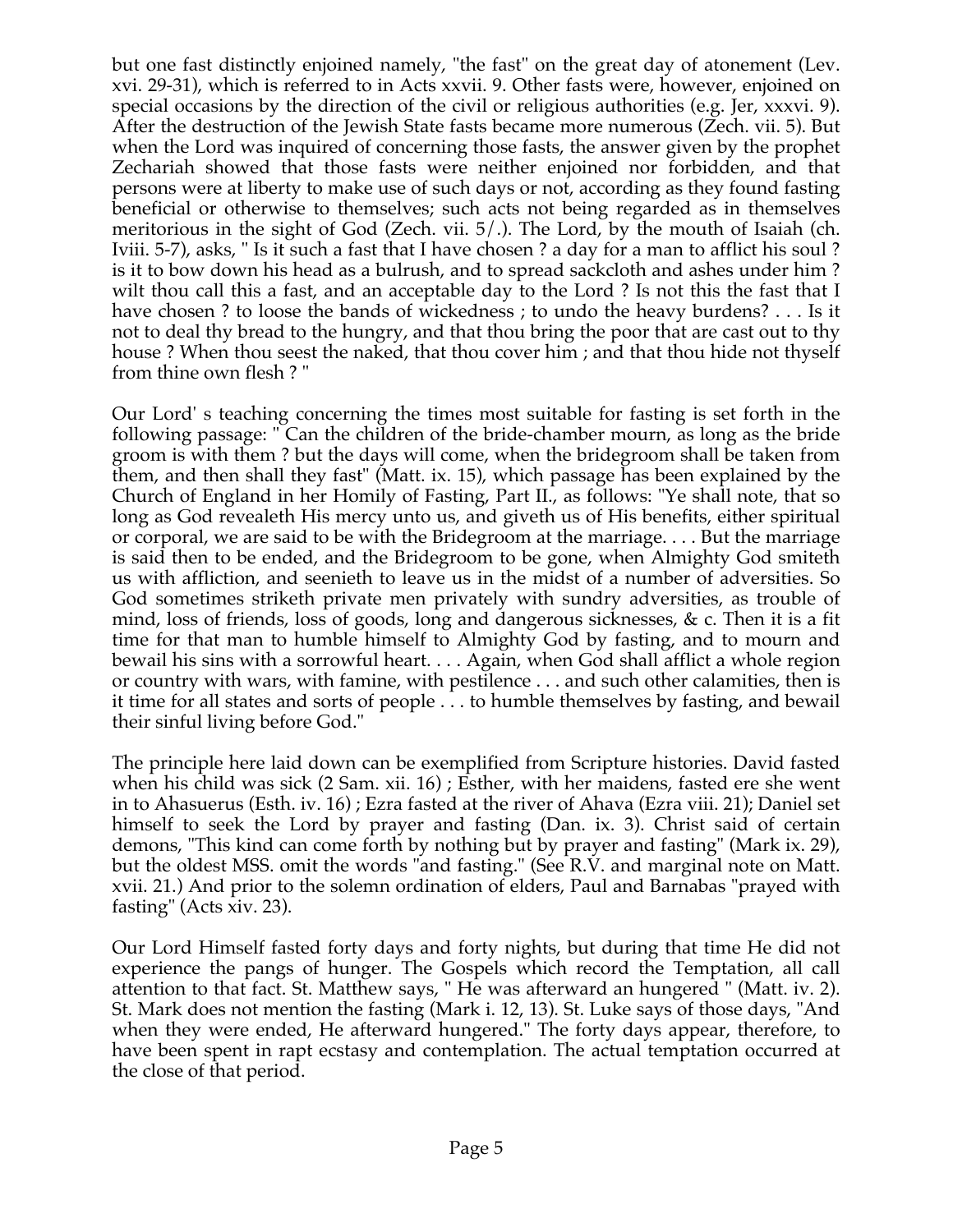but one fast distinctly enjoined namely, "the fast" on the great day of atonement (Lev. xvi. 29-31), which is referred to in Acts xxvii. 9. Other fasts were, however, enjoined on special occasions by the direction of the civil or religious authorities (e.g. Jer, xxxvi. 9). After the destruction of the Jewish State fasts became more numerous (Zech. vii. 5). But when the Lord was inquired of concerning those fasts, the answer given by the prophet Zechariah showed that those fasts were neither enjoined nor forbidden, and that persons were at liberty to make use of such days or not, according as they found fasting beneficial or otherwise to themselves; such acts not being regarded as in themselves meritorious in the sight of God (Zech. vii. 5/.). The Lord, by the mouth of Isaiah (ch. Iviii. 5-7), asks, " Is it such a fast that I have chosen ? a day for a man to afflict his soul ? is it to bow down his head as a bulrush, and to spread sackcloth and ashes under him ? wilt thou call this a fast, and an acceptable day to the Lord ? Is not this the fast that I have chosen ? to loose the bands of wickedness ; to undo the heavy burdens? . . . Is it not to deal thy bread to the hungry, and that thou bring the poor that are cast out to thy house ? When thou seest the naked, that thou cover him ; and that thou hide not thyself from thine own flesh ? "

Our Lord' s teaching concerning the times most suitable for fasting is set forth in the following passage: " Can the children of the bride-chamber mourn, as long as the bride groom is with them ? but the days will come, when the bridegroom shall be taken from them, and then shall they fast" (Matt. ix. 15), which passage has been explained by the Church of England in her Homily of Fasting, Part II., as follows: "Ye shall note, that so long as God revealeth His mercy unto us, and giveth us of His benefits, either spiritual or corporal, we are said to be with the Bridegroom at the marriage. . . . But the marriage is said then to be ended, and the Bridegroom to be gone, when Almighty God smiteth us with affliction, and seenieth to leave us in the midst of a number of adversities. So God sometimes striketh private men privately with sundry adversities, as trouble of mind, loss of friends, loss of goods, long and dangerous sicknesses, & c. Then it is a fit time for that man to humble himself to Almighty God by fasting, and to mourn and bewail his sins with a sorrowful heart. . . . Again, when God shall afflict a whole region or country with wars, with famine, with pestilence . . . and such other calamities, then is it time for all states and sorts of people . . . to humble themselves by fasting, and bewail their sinful living before God."

The principle here laid down can be exemplified from Scripture histories. David fasted when his child was sick (2 Sam. xii. 16) ; Esther, with her maidens, fasted ere she went in to Ahasuerus (Esth. iv. 16) ; Ezra fasted at the river of Ahava (Ezra viii. 21); Daniel set himself to seek the Lord by prayer and fasting (Dan. ix. 3). Christ said of certain demons, "This kind can come forth by nothing but by prayer and fasting" (Mark ix. 29), but the oldest MSS. omit the words "and fasting." (See R.V. and marginal note on Matt. xvii. 21.) And prior to the solemn ordination of elders, Paul and Barnabas "prayed with fasting" (Acts xiv. 23).

Our Lord Himself fasted forty days and forty nights, but during that time He did not experience the pangs of hunger. The Gospels which record the Temptation, all call attention to that fact. St. Matthew says, " He was afterward an hungered " (Matt. iv. 2). St. Mark does not mention the fasting (Mark i. 12, 13). St. Luke says of those days, "And when they were ended, He afterward hungered." The forty days appear, therefore, to have been spent in rapt ecstasy and contemplation. The actual temptation occurred at the close of that period.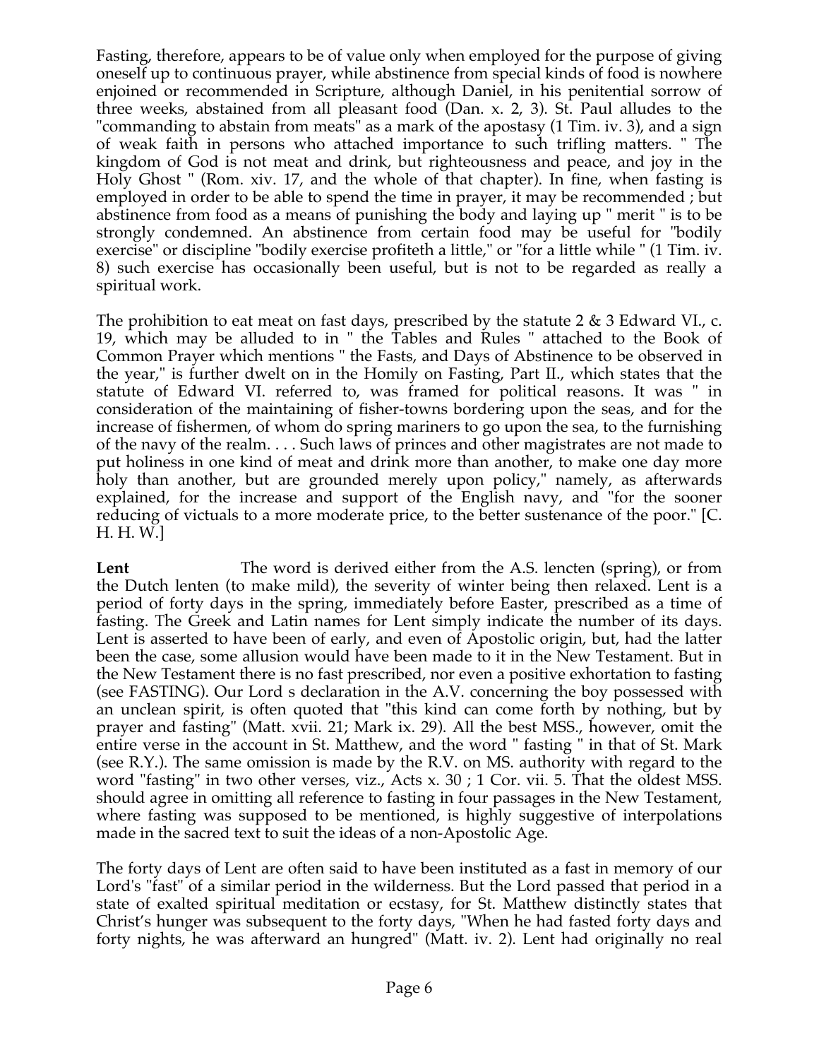Fasting, therefore, appears to be of value only when employed for the purpose of giving oneself up to continuous prayer, while abstinence from special kinds of food is nowhere enjoined or recommended in Scripture, although Daniel, in his penitential sorrow of three weeks, abstained from all pleasant food (Dan. x. 2, 3). St. Paul alludes to the "commanding to abstain from meats" as a mark of the apostasy (1 Tim. iv. 3), and a sign of weak faith in persons who attached importance to such trifling matters. " The kingdom of God is not meat and drink, but righteousness and peace, and joy in the Holy Ghost " (Rom. xiv. 17, and the whole of that chapter). In fine, when fasting is employed in order to be able to spend the time in prayer, it may be recommended ; but abstinence from food as a means of punishing the body and laying up " merit " is to be strongly condemned. An abstinence from certain food may be useful for "bodily exercise" or discipline "bodily exercise profiteth a little," or "for a little while " (1 Tim. iv. 8) such exercise has occasionally been useful, but is not to be regarded as really a spiritual work.

The prohibition to eat meat on fast days, prescribed by the statute 2 & 3 Edward VI., c. 19, which may be alluded to in " the Tables and Rules " attached to the Book of Common Prayer which mentions " the Fasts, and Days of Abstinence to be observed in the year," is further dwelt on in the Homily on Fasting, Part II., which states that the statute of Edward VI. referred to, was framed for political reasons. It was " in consideration of the maintaining of fisher-towns bordering upon the seas, and for the increase of fishermen, of whom do spring mariners to go upon the sea, to the furnishing of the navy of the realm. . . . Such laws of princes and other magistrates are not made to put holiness in one kind of meat and drink more than another, to make one day more holy than another, but are grounded merely upon policy," namely, as afterwards explained, for the increase and support of the English navy, and "for the sooner reducing of victuals to a more moderate price, to the better sustenance of the poor." [C. H. H. W.]

**Lent** The word is derived either from the A.S. lencten (spring), or from the Dutch lenten (to make mild), the severity of winter being then relaxed. Lent is a period of forty days in the spring, immediately before Easter, prescribed as a time of fasting. The Greek and Latin names for Lent simply indicate the number of its days. Lent is asserted to have been of early, and even of Apostolic origin, but, had the latter been the case, some allusion would have been made to it in the New Testament. But in the New Testament there is no fast prescribed, nor even a positive exhortation to fasting (see FASTING). Our Lord s declaration in the A.V. concerning the boy possessed with an unclean spirit, is often quoted that "this kind can come forth by nothing, but by prayer and fasting" (Matt. xvii. 21; Mark ix. 29). All the best MSS., however, omit the entire verse in the account in St. Matthew, and the word " fasting " in that of St. Mark (see R.Y.). The same omission is made by the R.V. on MS. authority with regard to the word "fasting" in two other verses, viz., Acts x. 30 ; 1 Cor. vii. 5. That the oldest MSS. should agree in omitting all reference to fasting in four passages in the New Testament, where fasting was supposed to be mentioned, is highly suggestive of interpolations made in the sacred text to suit the ideas of a non-Apostolic Age.

The forty days of Lent are often said to have been instituted as a fast in memory of our Lord's "fast" of a similar period in the wilderness. But the Lord passed that period in a state of exalted spiritual meditation or ecstasy, for St. Matthew distinctly states that Christ's hunger was subsequent to the forty days, "When he had fasted forty days and forty nights, he was afterward an hungred" (Matt. iv. 2). Lent had originally no real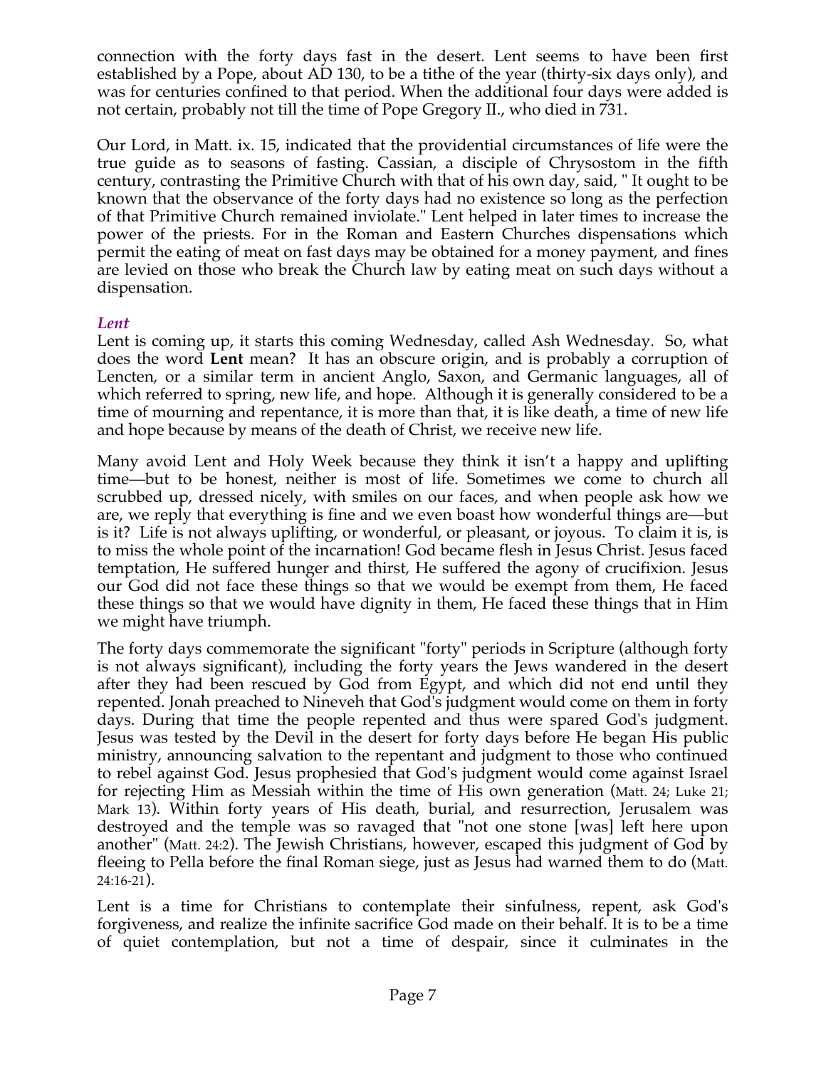connection with the forty days fast in the desert. Lent seems to have been first established by a Pope, about AD 130, to be a tithe of the year (thirty-six days only), and was for centuries confined to that period. When the additional four days were added is not certain, probably not till the time of Pope Gregory II., who died in 731.

Our Lord, in Matt. ix. 15, indicated that the providential circumstances of life were the true guide as to seasons of fasting. Cassian, a disciple of Chrysostom in the fifth century, contrasting the Primitive Church with that of his own day, said, " It ought to be known that the observance of the forty days had no existence so long as the perfection of that Primitive Church remained inviolate." Lent helped in later times to increase the power of the priests. For in the Roman and Eastern Churches dispensations which permit the eating of meat on fast days may be obtained for a money payment, and fines are levied on those who break the Church law by eating meat on such days without a dispensation.

### *Lent*

Lent is coming up, it starts this coming Wednesday, called Ash Wednesday. So, what does the word **Lent** mean? It has an obscure origin, and is probably a corruption of Lencten, or a similar term in ancient Anglo, Saxon, and Germanic languages, all of which referred to spring, new life, and hope. Although it is generally considered to be a time of mourning and repentance, it is more than that, it is like death, a time of new life and hope because by means of the death of Christ, we receive new life.

Many avoid Lent and Holy Week because they think it isn't a happy and uplifting time—but to be honest, neither is most of life. Sometimes we come to church all scrubbed up, dressed nicely, with smiles on our faces, and when people ask how we are, we reply that everything is fine and we even boast how wonderful things are—but is it? Life is not always uplifting, or wonderful, or pleasant, or joyous. To claim it is, is to miss the whole point of the incarnation! God became flesh in Jesus Christ. Jesus faced temptation, He suffered hunger and thirst, He suffered the agony of crucifixion. Jesus our God did not face these things so that we would be exempt from them, He faced these things so that we would have dignity in them, He faced these things that in Him we might have triumph.

The forty days commemorate the significant "forty" periods in Scripture (although forty is not always significant), including the forty years the Jews wandered in the desert after they had been rescued by God from Egypt, and which did not end until they repented. Jonah preached to Nineveh that God's judgment would come on them in forty days. During that time the people repented and thus were spared God's judgment. Jesus was tested by the Devil in the desert for forty days before He began His public ministry, announcing salvation to the repentant and judgment to those who continued to rebel against God. Jesus prophesied that God's judgment would come against Israel for rejecting Him as Messiah within the time of His own generation (Matt. 24; Luke 21; Mark 13). Within forty years of His death, burial, and resurrection, Jerusalem was destroyed and the temple was so ravaged that "not one stone [was] left here upon another" (Matt. 24:2). The Jewish Christians, however, escaped this judgment of God by fleeing to Pella before the final Roman siege, just as Jesus had warned them to do (Matt. 24:16-21).

Lent is a time for Christians to contemplate their sinfulness, repent, ask God's forgiveness, and realize the infinite sacrifice God made on their behalf. It is to be a time of quiet contemplation, but not a time of despair, since it culminates in the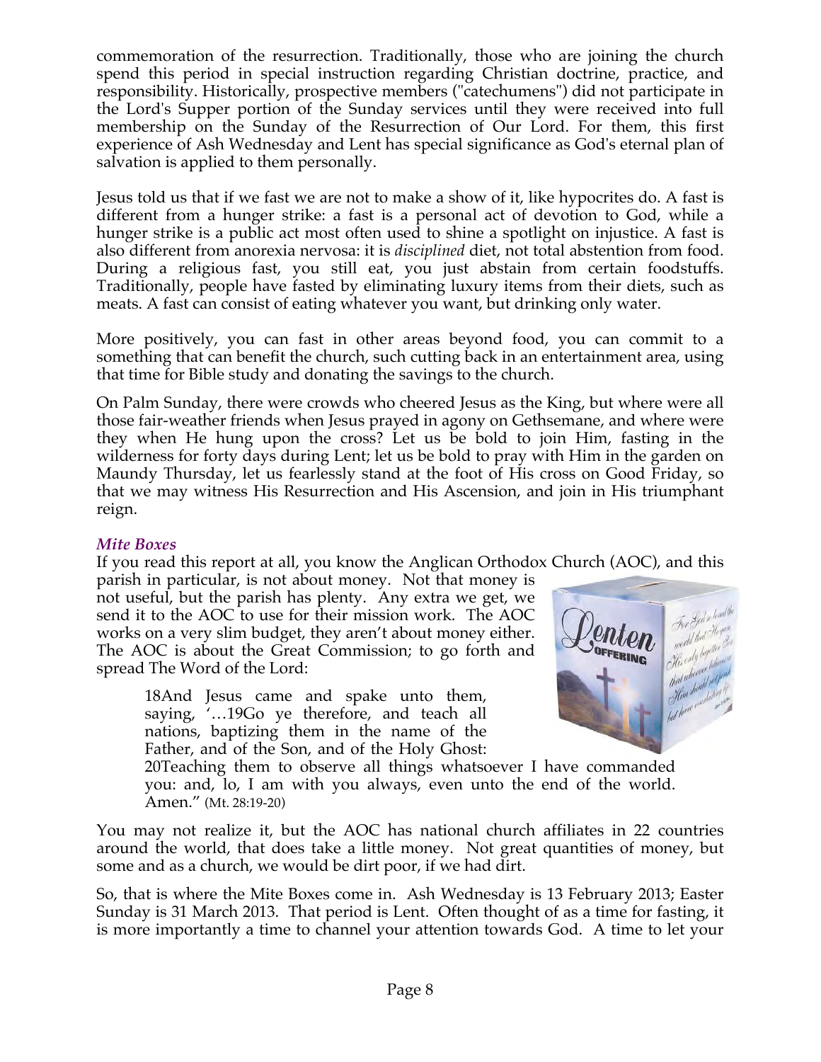commemoration of the resurrection. Traditionally, those who are joining the church spend this period in special instruction regarding Christian doctrine, practice, and responsibility. Historically, prospective members ("catechumens") did not participate in the Lord's Supper portion of the Sunday services until they were received into full membership on the Sunday of the Resurrection of Our Lord. For them, this first experience of Ash Wednesday and Lent has special significance as God's eternal plan of salvation is applied to them personally.

Jesus told us that if we fast we are not to make a show of it, like hypocrites do. A fast is different from a hunger strike: a fast is a personal act of devotion to God, while a hunger strike is a public act most often used to shine a spotlight on injustice. A fast is also different from anorexia nervosa: it is *disciplined* diet, not total abstention from food. During a religious fast, you still eat, you just abstain from certain foodstuffs. Traditionally, people have fasted by eliminating luxury items from their diets, such as meats. A fast can consist of eating whatever you want, but drinking only water.

More positively, you can fast in other areas beyond food, you can commit to a something that can benefit the church, such cutting back in an entertainment area, using that time for Bible study and donating the savings to the church.

On Palm Sunday, there were crowds who cheered Jesus as the King, but where were all those fair-weather friends when Jesus prayed in agony on Gethsemane, and where were they when He hung upon the cross? Let us be bold to join Him, fasting in the wilderness for forty days during Lent; let us be bold to pray with Him in the garden on Maundy Thursday, let us fearlessly stand at the foot of His cross on Good Friday, so that we may witness His Resurrection and His Ascension, and join in His triumphant reign.

### *Mite Boxes*

If you read this report at all, you know the Anglican Orthodox Church (AOC), and this parish in particular, is not about money. Not that money is not useful, but the parish has plenty. Any extra we get, we send it to the AOC to use for their mission work. The AOC works on a very slim budget, they aren't about money either. The AOC is about the Great Commission; to go forth and spread The Word of the Lord:

> 18And Jesus came and spake unto them, saying, '…19Go ye therefore, and teach all nations, baptizing them in the name of the Father, and of the Son, and of the Holy Ghost: 20Teaching them to observe all things whatsoever I have commanded you: and, lo, I am with you always, even unto the end of the world. Amen." (Mt. 28:19-20)

You may not realize it, but the AOC has national church affiliates in 22 countries around the world, that does take a little money. Not great quantities of money, but some and as a church, we would be dirt poor, if we had dirt.

So, that is where the Mite Boxes come in. Ash Wednesday is 13 February 2013; Easter Sunday is 31 March 2013. That period is Lent. Often thought of as a time for fasting, it is more importantly a time to channel your attention towards God. A time to let your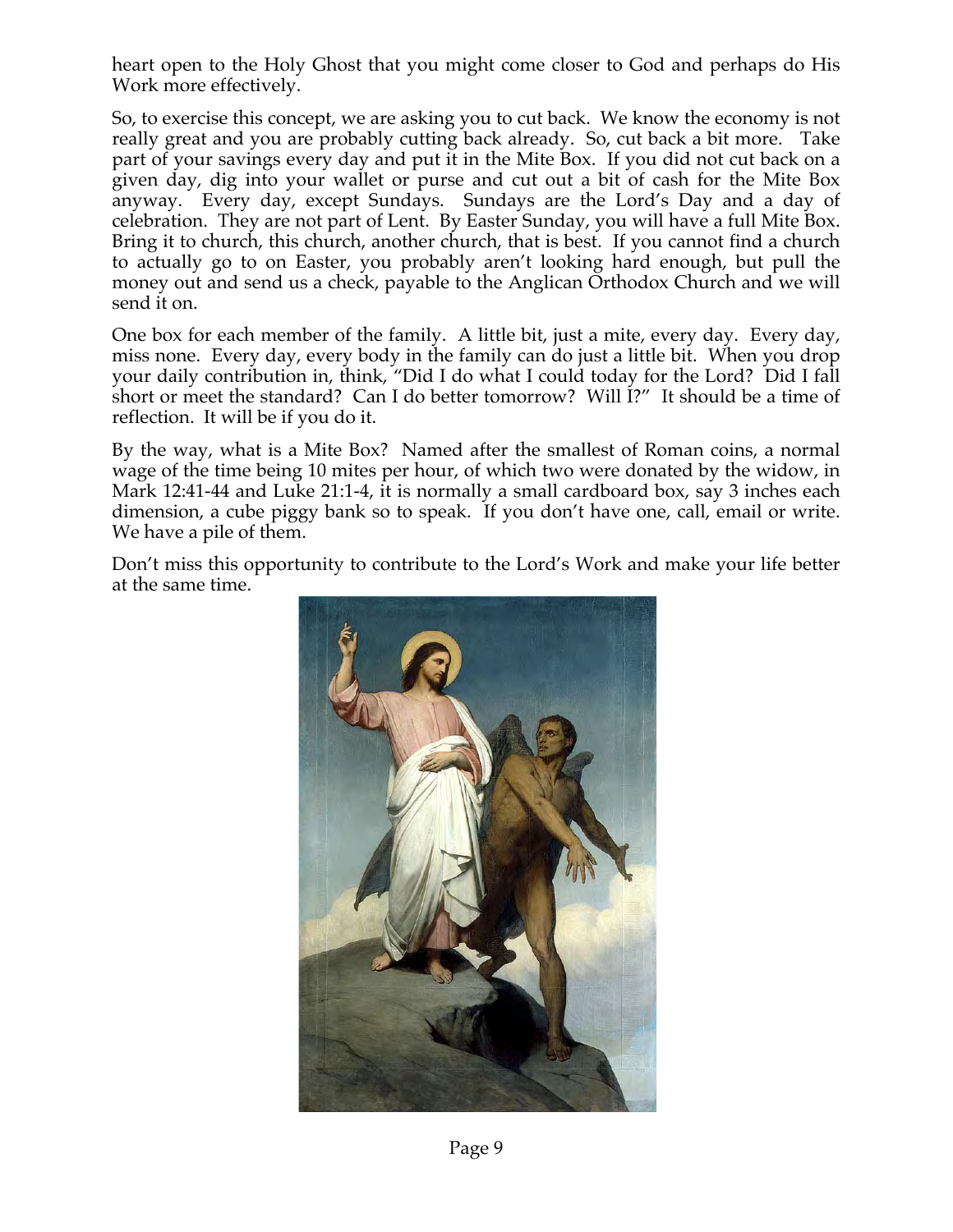heart open to the Holy Ghost that you might come closer to God and perhaps do His Work more effectively.

So, to exercise this concept, we are asking you to cut back. We know the economy is not really great and you are probably cutting back already. So, cut back a bit more. Take part of your savings every day and put it in the Mite Box. If you did not cut back on a given day, dig into your wallet or purse and cut out a bit of cash for the Mite Box anyway. Every day, except Sundays. Sundays are the Lord's Day and a day of celebration. They are not part of Lent. By Easter Sunday, you will have a full Mite Box. Bring it to church, this church, another church, that is best. If you cannot find a church to actually go to on Easter, you probably aren't looking hard enough, but pull the money out and send us a check, payable to the Anglican Orthodox Church and we will send it on.

One box for each member of the family. A little bit, just a mite, every day. Every day, miss none. Every day, every body in the family can do just a little bit. When you drop your daily contribution in, think, "Did I do what I could today for the Lord? Did I fall short or meet the standard? Can I do better tomorrow? Will I?" It should be a time of reflection. It will be if you do it.

By the way, what is a Mite Box? Named after the smallest of Roman coins, a normal wage of the time being 10 mites per hour, of which two were donated by the widow, in Mark 12:41-44 and Luke 21:1-4, it is normally a small cardboard box, say 3 inches each dimension, a cube piggy bank so to speak. If you don't have one, call, email or write. We have a pile of them.

Don't miss this opportunity to contribute to the Lord's Work and make your life better at the same time.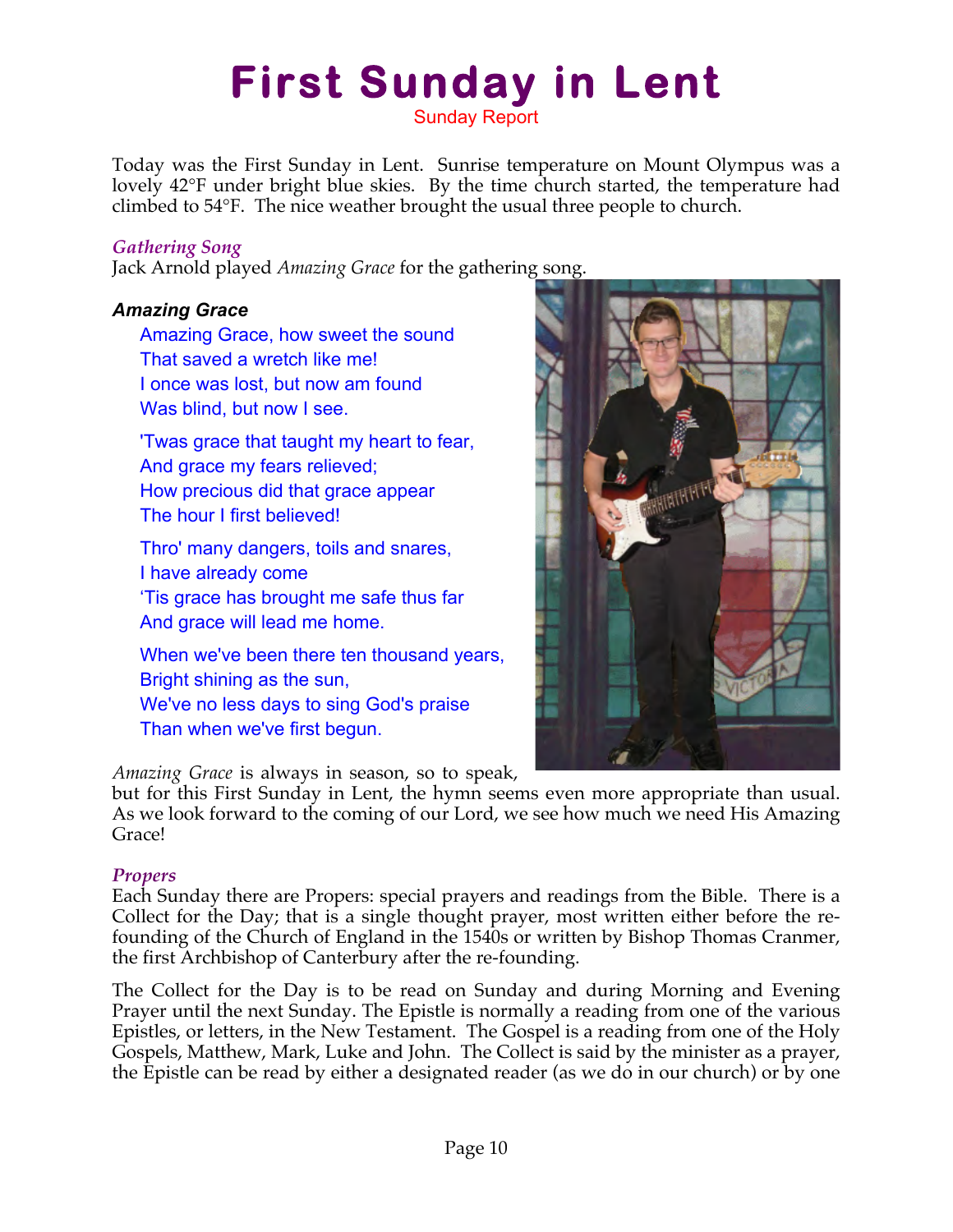# First Sunday in Lent

Sunday Report

Today was the First Sunday in Lent. Sunrise temperature on Mount Olympus was a lovely 42°F under bright blue skies. By the time church started, the temperature had climbed to 54°F. The nice weather brought the usual three people to church.

### *Gathering Song*

Jack Arnold played *Amazing Grace* for the gathering song.

***Amazing Grace***

Amazing Grace, how sweet the sound
That saved a wretch like me!
I once was lost, but now am found
Was blind, but now I see.

'Twas grace that taught my heart to fear,
And grace my fears relieved;
How precious did that grace appear
The hour I first believed!

Thro' many dangers, toils and snares,
I have already come
'Tis grace has brought me safe thus far
And grace will lead me home.

When we've been there ten thousand years,
Bright shining as the sun,
We've no less days to sing God's praise
Than when we've first begun.

*Amazing Grace* is always in season, so to speak, but for this First Sunday in Lent, the hymn seems even more appropriate than usual. As we look forward to the coming of our Lord, we see how much we need His Amazing Grace!

### *Propers*

Each Sunday there are Propers: special prayers and readings from the Bible. There is a Collect for the Day; that is a single thought prayer, most written either before the re-founding of the Church of England in the 1540s or written by Bishop Thomas Cranmer, the first Archbishop of Canterbury after the re-founding.

The Collect for the Day is to be read on Sunday and during Morning and Evening Prayer until the next Sunday. The Epistle is normally a reading from one of the various Epistles, or letters, in the New Testament. The Gospel is a reading from one of the Holy Gospels, Matthew, Mark, Luke and John. The Collect is said by the minister as a prayer, the Epistle can be read by either a designated reader (as we do in our church) or by one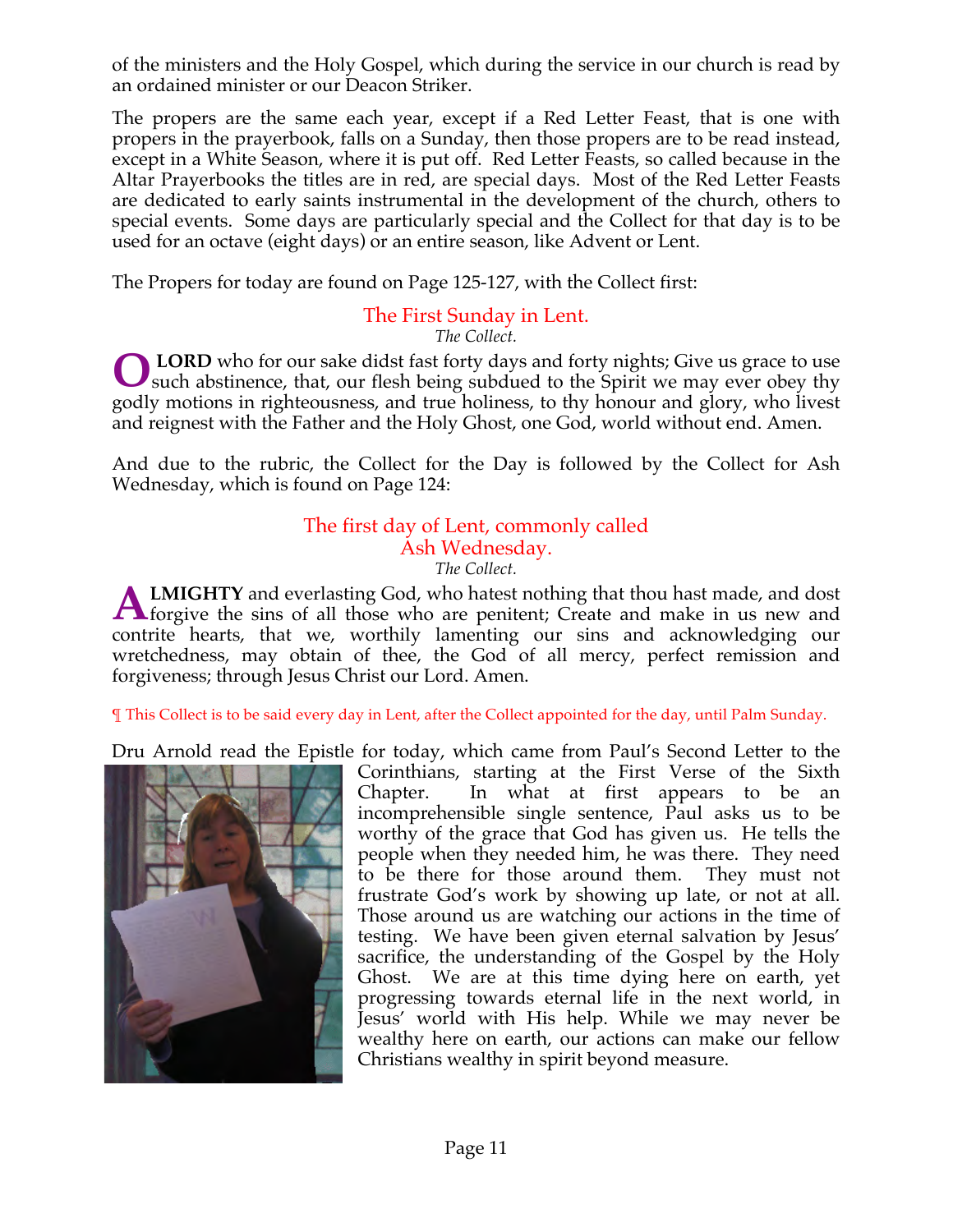of the ministers and the Holy Gospel, which during the service in our church is read by an ordained minister or our Deacon Striker.

The propers are the same each year, except if a Red Letter Feast, that is one with propers in the prayerbook, falls on a Sunday, then those propers are to be read instead, except in a White Season, where it is put off. Red Letter Feasts, so called because in the Altar Prayerbooks the titles are in red, are special days. Most of the Red Letter Feasts are dedicated to early saints instrumental in the development of the church, others to special events. Some days are particularly special and the Collect for that day is to be used for an octave (eight days) or an entire season, like Advent or Lent.

The Propers for today are found on Page 125-127, with the Collect first:

### The First Sunday in Lent.

*The Collect.*

**O LORD** who for our sake didst fast forty days and forty nights; Give us grace to use such abstinence, that, our flesh being subdued to the Spirit we may ever obey thy godly motions in righteousness, and true holiness, to thy honour and glory, who livest and reignest with the Father and the Holy Ghost, one God, world without end. Amen.

And due to the rubric, the Collect for the Day is followed by the Collect for Ash Wednesday, which is found on Page 124:

### The first day of Lent, commonly called Ash Wednesday.

*The Collect.*

**ALMIGHTY** and everlasting God, who hatest nothing that thou hast made, and dost forgive the sins of all those who are penitent; Create and make in us new and contrite hearts, that we, worthily lamenting our sins and acknowledging our wretchedness, may obtain of thee, the God of all mercy, perfect remission and forgiveness; through Jesus Christ our Lord. Amen.

¶ This Collect is to be said every day in Lent, after the Collect appointed for the day, until Palm Sunday.

Dru Arnold read the Epistle for today, which came from Paul's Second Letter to the Corinthians, starting at the First Verse of the Sixth Chapter. In what at first appears to be an incomprehensible single sentence, Paul asks us to be worthy of the grace that God has given us. He tells the people when they needed him, he was there. They need to be there for those around them. They must not frustrate God's work by showing up late, or not at all. Those around us are watching our actions in the time of testing. We have been given eternal salvation by Jesus' sacrifice, the understanding of the Gospel by the Holy Ghost. We are at this time dying here on earth, yet progressing towards eternal life in the next world, in Jesus' world with His help. While we may never be wealthy here on earth, our actions can make our fellow Christians wealthy in spirit beyond measure.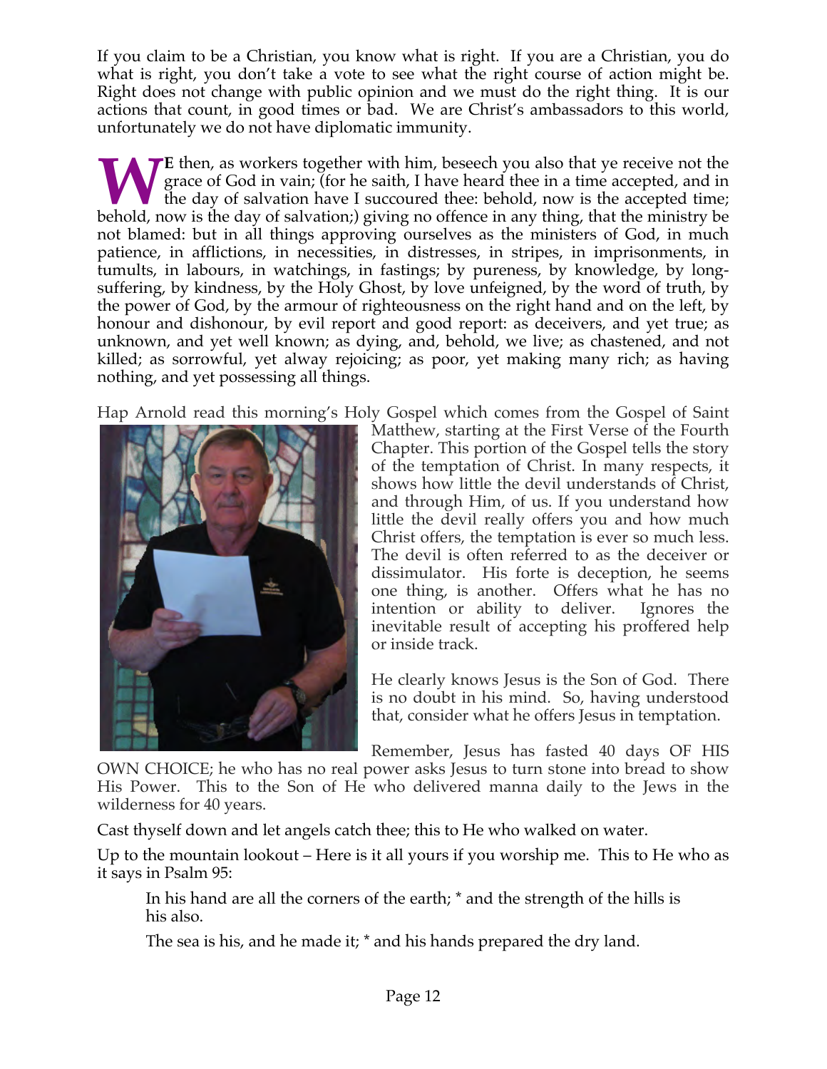If you claim to be a Christian, you know what is right. If you are a Christian, you do what is right, you don't take a vote to see what the right course of action might be. Right does not change with public opinion and we must do the right thing. It is our actions that count, in good times or bad. We are Christ's ambassadors to this world, unfortunately we do not have diplomatic immunity.

**WE** then, as workers together with him, beseech you also that ye receive not the grace of God in vain; (for he saith, I have heard thee in a time accepted, and in the day of salvation have I succoured thee: behold, now is the accepted time; behold, now is the day of salvation;) giving no offence in any thing, that the ministry be not blamed: but in all things approving ourselves as the ministers of God, in much patience, in afflictions, in necessities, in distresses, in stripes, in imprisonments, in tumults, in labours, in watchings, in fastings; by pureness, by knowledge, by long-suffering, by kindness, by the Holy Ghost, by love unfeigned, by the word of truth, by the power of God, by the armour of righteousness on the right hand and on the left, by honour and dishonour, by evil report and good report: as deceivers, and yet true; as unknown, and yet well known; as dying, and, behold, we live; as chastened, and not killed; as sorrowful, yet alway rejoicing; as poor, yet making many rich; as having nothing, and yet possessing all things.

Hap Arnold read this morning's Holy Gospel which comes from the Gospel of Saint Matthew, starting at the First Verse of the Fourth Chapter. This portion of the Gospel tells the story of the temptation of Christ. In many respects, it shows how little the devil understands of Christ, and through Him, of us. If you understand how little the devil really offers you and how much Christ offers, the temptation is ever so much less. The devil is often referred to as the deceiver or dissimulator. His forte is deception, he seems one thing, is another. Offers what he has no intention or ability to deliver. Ignores the inevitable result of accepting his proffered help or inside track.

He clearly knows Jesus is the Son of God. There is no doubt in his mind. So, having understood that, consider what he offers Jesus in temptation.

Remember, Jesus has fasted 40 days OF HIS OWN CHOICE; he who has no real power asks Jesus to turn stone into bread to show His Power. This to the Son of He who delivered manna daily to the Jews in the wilderness for 40 years.

Cast thyself down and let angels catch thee; this to He who walked on water.

Up to the mountain lookout – Here is it all yours if you worship me. This to He who as it says in Psalm 95:

> In his hand are all the corners of the earth; * and the strength of the hills is his also.
>
> The sea is his, and he made it; * and his hands prepared the dry land.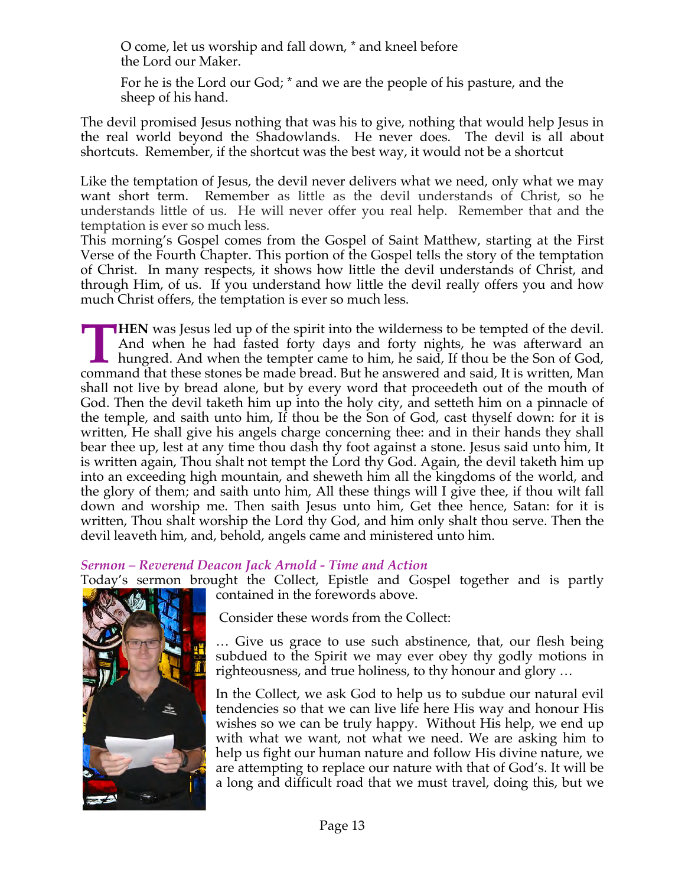O come, let us worship and fall down, * and kneel before the Lord our Maker.

For he is the Lord our God; * and we are the people of his pasture, and the sheep of his hand.

The devil promised Jesus nothing that was his to give, nothing that would help Jesus in the real world beyond the Shadowlands. He never does. The devil is all about shortcuts. Remember, if the shortcut was the best way, it would not be a shortcut

Like the temptation of Jesus, the devil never delivers what we need, only what we may want short term. Remember as little as the devil understands of Christ, so he understands little of us. He will never offer you real help. Remember that and the temptation is ever so much less.

This morning's Gospel comes from the Gospel of Saint Matthew, starting at the First Verse of the Fourth Chapter. This portion of the Gospel tells the story of the temptation of Christ. In many respects, it shows how little the devil understands of Christ, and through Him, of us. If you understand how little the devil really offers you and how much Christ offers, the temptation is ever so much less.

**THEN** was Jesus led up of the spirit into the wilderness to be tempted of the devil. And when he had fasted forty days and forty nights, he was afterward an hungred. And when the tempter came to him, he said, If thou be the Son of God, command that these stones be made bread. But he answered and said, It is written, Man shall not live by bread alone, but by every word that proceedeth out of the mouth of God. Then the devil taketh him up into the holy city, and setteth him on a pinnacle of the temple, and saith unto him, If thou be the Son of God, cast thyself down: for it is written, He shall give his angels charge concerning thee: and in their hands they shall bear thee up, lest at any time thou dash thy foot against a stone. Jesus said unto him, It is written again, Thou shalt not tempt the Lord thy God. Again, the devil taketh him up into an exceeding high mountain, and sheweth him all the kingdoms of the world, and the glory of them; and saith unto him, All these things will I give thee, if thou wilt fall down and worship me. Then saith Jesus unto him, Get thee hence, Satan: for it is written, Thou shalt worship the Lord thy God, and him only shalt thou serve. Then the devil leaveth him, and, behold, angels came and ministered unto him.

### *Sermon – Reverend Deacon Jack Arnold - Time and Action*

Today's sermon brought the Collect, Epistle and Gospel together and is partly contained in the forewords above.

Consider these words from the Collect:

… Give us grace to use such abstinence, that, our flesh being subdued to the Spirit we may ever obey thy godly motions in righteousness, and true holiness, to thy honour and glory …

In the Collect, we ask God to help us to subdue our natural evil tendencies so that we can live life here His way and honour His wishes so we can be truly happy. Without His help, we end up with what we want, not what we need. We are asking him to help us fight our human nature and follow His divine nature, we are attempting to replace our nature with that of God's. It will be a long and difficult road that we must travel, doing this, but we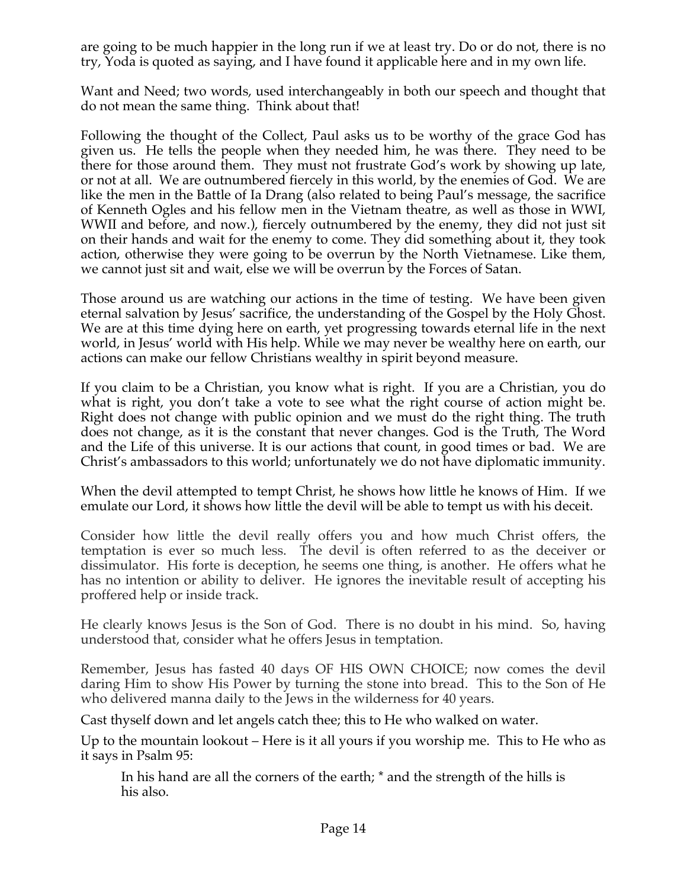are going to be much happier in the long run if we at least try. Do or do not, there is no try, Yoda is quoted as saying, and I have found it applicable here and in my own life.

Want and Need; two words, used interchangeably in both our speech and thought that do not mean the same thing. Think about that!

Following the thought of the Collect, Paul asks us to be worthy of the grace God has given us. He tells the people when they needed him, he was there. They need to be there for those around them. They must not frustrate God's work by showing up late, or not at all. We are outnumbered fiercely in this world, by the enemies of God. We are like the men in the Battle of Ia Drang (also related to being Paul's message, the sacrifice of Kenneth Ogles and his fellow men in the Vietnam theatre, as well as those in WWI, WWII and before, and now.), fiercely outnumbered by the enemy, they did not just sit on their hands and wait for the enemy to come. They did something about it, they took action, otherwise they were going to be overrun by the North Vietnamese. Like them, we cannot just sit and wait, else we will be overrun by the Forces of Satan.

Those around us are watching our actions in the time of testing. We have been given eternal salvation by Jesus' sacrifice, the understanding of the Gospel by the Holy Ghost. We are at this time dying here on earth, yet progressing towards eternal life in the next world, in Jesus' world with His help. While we may never be wealthy here on earth, our actions can make our fellow Christians wealthy in spirit beyond measure.

If you claim to be a Christian, you know what is right. If you are a Christian, you do what is right, you don't take a vote to see what the right course of action might be. Right does not change with public opinion and we must do the right thing. The truth does not change, as it is the constant that never changes. God is the Truth, The Word and the Life of this universe. It is our actions that count, in good times or bad. We are Christ's ambassadors to this world; unfortunately we do not have diplomatic immunity.

When the devil attempted to tempt Christ, he shows how little he knows of Him. If we emulate our Lord, it shows how little the devil will be able to tempt us with his deceit.

Consider how little the devil really offers you and how much Christ offers, the temptation is ever so much less. The devil is often referred to as the deceiver or dissimulator. His forte is deception, he seems one thing, is another. He offers what he has no intention or ability to deliver. He ignores the inevitable result of accepting his proffered help or inside track.

He clearly knows Jesus is the Son of God. There is no doubt in his mind. So, having understood that, consider what he offers Jesus in temptation.

Remember, Jesus has fasted 40 days OF HIS OWN CHOICE; now comes the devil daring Him to show His Power by turning the stone into bread. This to the Son of He who delivered manna daily to the Jews in the wilderness for 40 years.

Cast thyself down and let angels catch thee; this to He who walked on water.

Up to the mountain lookout – Here is it all yours if you worship me. This to He who as it says in Psalm 95:

> In his hand are all the corners of the earth; * and the strength of the hills is his also.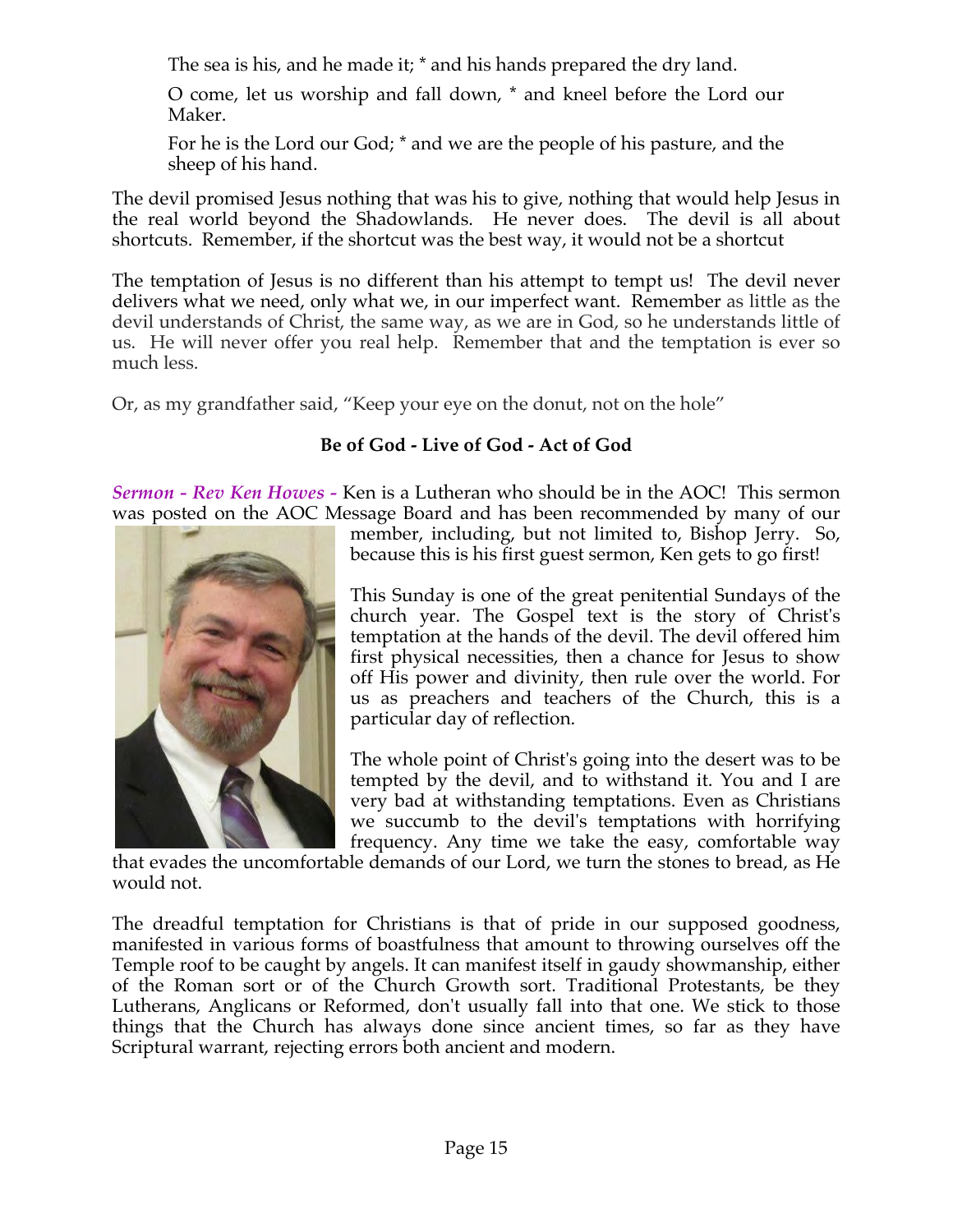The sea is his, and he made it; * and his hands prepared the dry land.

O come, let us worship and fall down, * and kneel before the Lord our Maker.

For he is the Lord our God; * and we are the people of his pasture, and the sheep of his hand.

The devil promised Jesus nothing that was his to give, nothing that would help Jesus in the real world beyond the Shadowlands. He never does. The devil is all about shortcuts. Remember, if the shortcut was the best way, it would not be a shortcut

The temptation of Jesus is no different than his attempt to tempt us! The devil never delivers what we need, only what we, in our imperfect want. Remember as little as the devil understands of Christ, the same way, as we are in God, so he understands little of us. He will never offer you real help. Remember that and the temptation is ever so much less.

Or, as my grandfather said, "Keep your eye on the donut, not on the hole"

**Be of God - Live of God - Act of God**

***Sermon - Rev Ken Howes -*** Ken is a Lutheran who should be in the AOC! This sermon was posted on the AOC Message Board and has been recommended by many of our member, including, but not limited to, Bishop Jerry. So, because this is his first guest sermon, Ken gets to go first!

This Sunday is one of the great penitential Sundays of the church year. The Gospel text is the story of Christ's temptation at the hands of the devil. The devil offered him first physical necessities, then a chance for Jesus to show off His power and divinity, then rule over the world. For us as preachers and teachers of the Church, this is a particular day of reflection.

The whole point of Christ's going into the desert was to be tempted by the devil, and to withstand it. You and I are very bad at withstanding temptations. Even as Christians we succumb to the devil's temptations with horrifying frequency. Any time we take the easy, comfortable way that evades the uncomfortable demands of our Lord, we turn the stones to bread, as He would not.

The dreadful temptation for Christians is that of pride in our supposed goodness, manifested in various forms of boastfulness that amount to throwing ourselves off the Temple roof to be caught by angels. It can manifest itself in gaudy showmanship, either of the Roman sort or of the Church Growth sort. Traditional Protestants, be they Lutherans, Anglicans or Reformed, don't usually fall into that one. We stick to those things that the Church has always done since ancient times, so far as they have Scriptural warrant, rejecting errors both ancient and modern.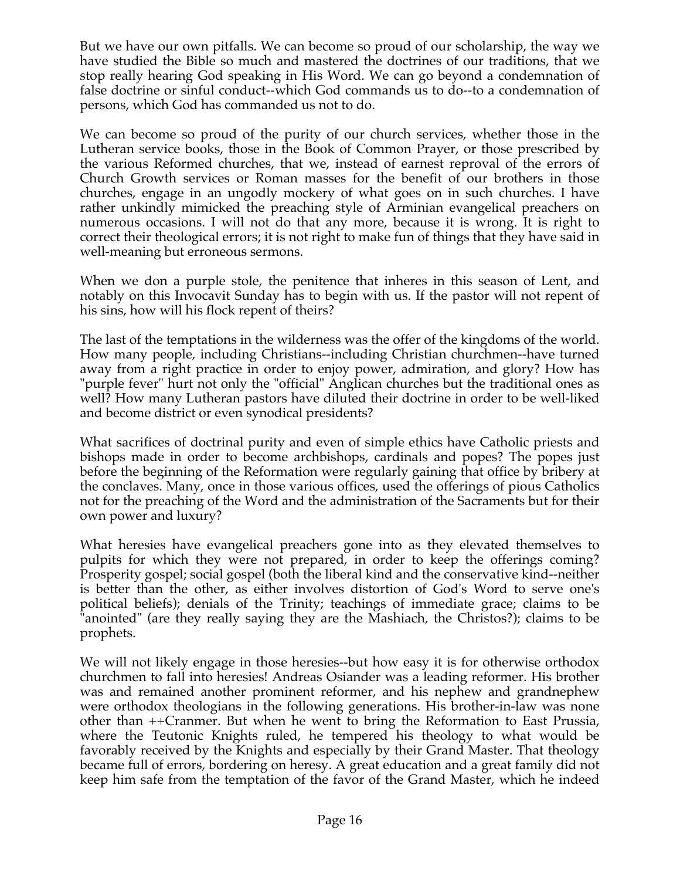But we have our own pitfalls. We can become so proud of our scholarship, the way we have studied the Bible so much and mastered the doctrines of our traditions, that we stop really hearing God speaking in His Word. We can go beyond a condemnation of false doctrine or sinful conduct--which God commands us to do--to a condemnation of persons, which God has commanded us not to do.

We can become so proud of the purity of our church services, whether those in the Lutheran service books, those in the Book of Common Prayer, or those prescribed by the various Reformed churches, that we, instead of earnest reproval of the errors of Church Growth services or Roman masses for the benefit of our brothers in those churches, engage in an ungodly mockery of what goes on in such churches. I have rather unkindly mimicked the preaching style of Arminian evangelical preachers on numerous occasions. I will not do that any more, because it is wrong. It is right to correct their theological errors; it is not right to make fun of things that they have said in well-meaning but erroneous sermons.

When we don a purple stole, the penitence that inheres in this season of Lent, and notably on this Invocavit Sunday has to begin with us. If the pastor will not repent of his sins, how will his flock repent of theirs?

The last of the temptations in the wilderness was the offer of the kingdoms of the world. How many people, including Christians--including Christian churchmen--have turned away from a right practice in order to enjoy power, admiration, and glory? How has "purple fever" hurt not only the "official" Anglican churches but the traditional ones as well? How many Lutheran pastors have diluted their doctrine in order to be well-liked and become district or even synodical presidents?

What sacrifices of doctrinal purity and even of simple ethics have Catholic priests and bishops made in order to become archbishops, cardinals and popes? The popes just before the beginning of the Reformation were regularly gaining that office by bribery at the conclaves. Many, once in those various offices, used the offerings of pious Catholics not for the preaching of the Word and the administration of the Sacraments but for their own power and luxury?

What heresies have evangelical preachers gone into as they elevated themselves to pulpits for which they were not prepared, in order to keep the offerings coming? Prosperity gospel; social gospel (both the liberal kind and the conservative kind--neither is better than the other, as either involves distortion of God's Word to serve one's political beliefs); denials of the Trinity; teachings of immediate grace; claims to be "anointed" (are they really saying they are the Mashiach, the Christos?); claims to be prophets.

We will not likely engage in those heresies--but how easy it is for otherwise orthodox churchmen to fall into heresies! Andreas Osiander was a leading reformer. His brother was and remained another prominent reformer, and his nephew and grandnephew were orthodox theologians in the following generations. His brother-in-law was none other than ++Cranmer. But when he went to bring the Reformation to East Prussia, where the Teutonic Knights ruled, he tempered his theology to what would be favorably received by the Knights and especially by their Grand Master. That theology became full of errors, bordering on heresy. A great education and a great family did not keep him safe from the temptation of the favor of the Grand Master, which he indeed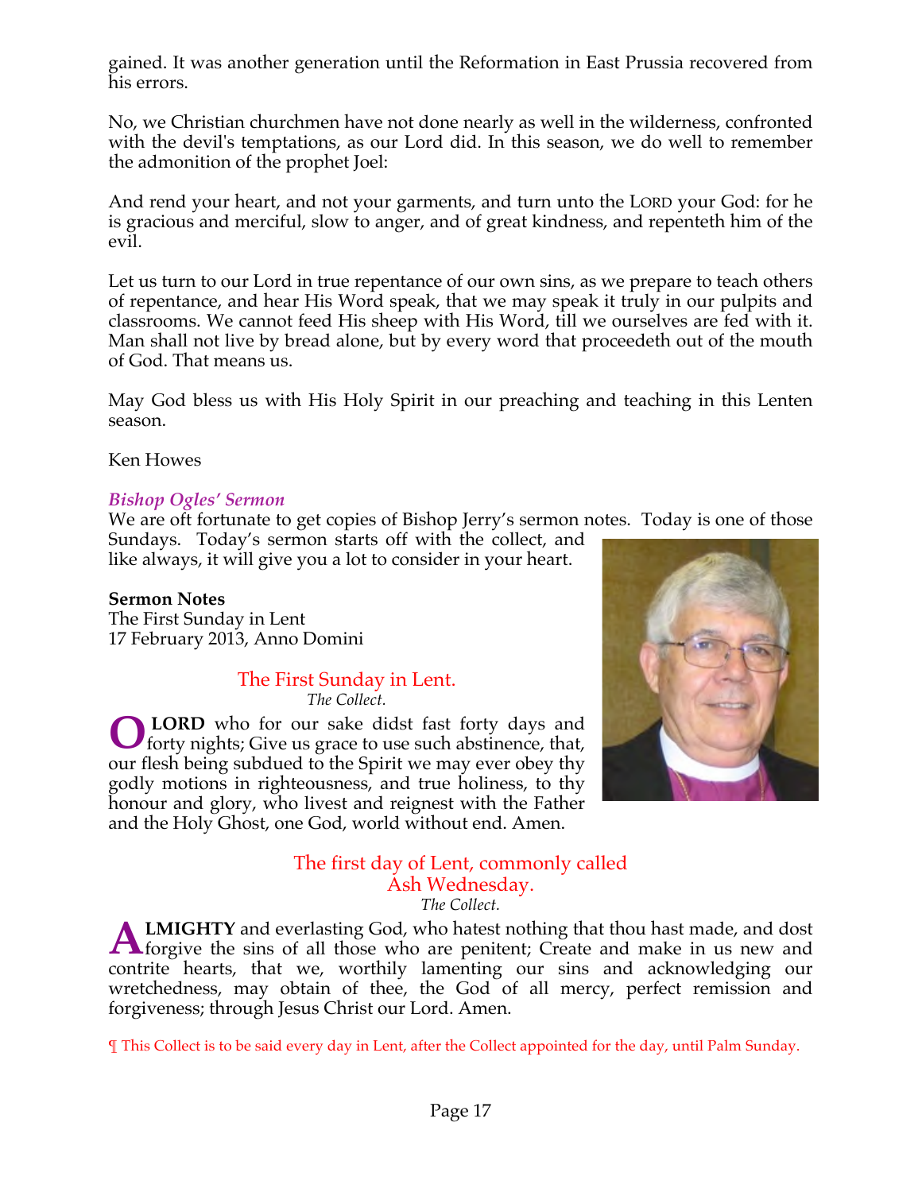gained. It was another generation until the Reformation in East Prussia recovered from his errors.

No, we Christian churchmen have not done nearly as well in the wilderness, confronted with the devil's temptations, as our Lord did. In this season, we do well to remember the admonition of the prophet Joel:

And rend your heart, and not your garments, and turn unto the LORD your God: for he is gracious and merciful, slow to anger, and of great kindness, and repenteth him of the evil.

Let us turn to our Lord in true repentance of our own sins, as we prepare to teach others of repentance, and hear His Word speak, that we may speak it truly in our pulpits and classrooms. We cannot feed His sheep with His Word, till we ourselves are fed with it. Man shall not live by bread alone, but by every word that proceedeth out of the mouth of God. That means us.

May God bless us with His Holy Spirit in our preaching and teaching in this Lenten season.

Ken Howes

### *Bishop Ogles' Sermon*

We are oft fortunate to get copies of Bishop Jerry's sermon notes. Today is one of those Sundays. Today's sermon starts off with the collect, and like always, it will give you a lot to consider in your heart.

**Sermon Notes**
The First Sunday in Lent
17 February 2013, Anno Domini

## The First Sunday in Lent.

*The Collect.*

O **LORD** who for our sake didst fast forty days and forty nights; Give us grace to use such abstinence, that, our flesh being subdued to the Spirit we may ever obey thy godly motions in righteousness, and true holiness, to thy honour and glory, who livest and reignest with the Father and the Holy Ghost, one God, world without end. Amen.

## The first day of Lent, commonly called Ash Wednesday.

*The Collect.*

A**LMIGHTY** and everlasting God, who hatest nothing that thou hast made, and dost forgive the sins of all those who are penitent; Create and make in us new and contrite hearts, that we, worthily lamenting our sins and acknowledging our wretchedness, may obtain of thee, the God of all mercy, perfect remission and forgiveness; through Jesus Christ our Lord. Amen.

¶ This Collect is to be said every day in Lent, after the Collect appointed for the day, until Palm Sunday.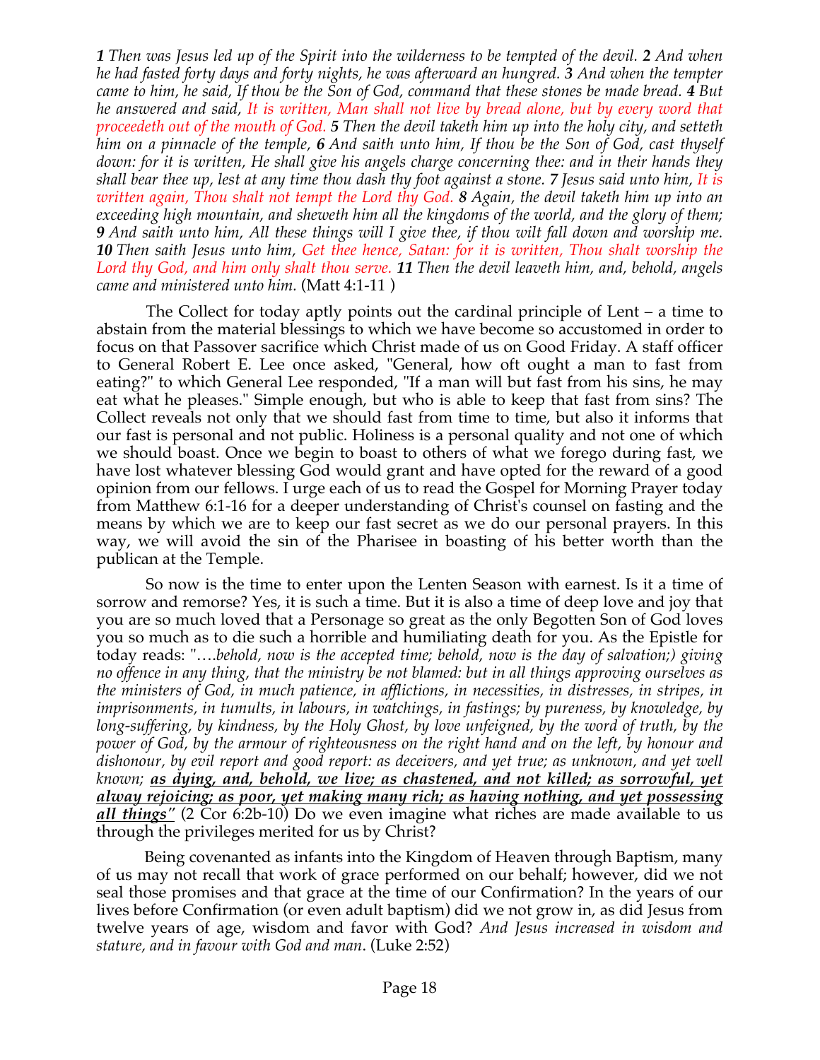***1** Then was Jesus led up of the Spirit into the wilderness to be tempted of the devil. **2** And when he had fasted forty days and forty nights, he was afterward an hungred. **3** And when the tempter came to him, he said, If thou be the Son of God, command that these stones be made bread. **4** But he answered and said, It is written, Man shall not live by bread alone, but by every word that proceedeth out of the mouth of God. **5** Then the devil taketh him up into the holy city, and setteth him on a pinnacle of the temple, **6** And saith unto him, If thou be the Son of God, cast thyself down: for it is written, He shall give his angels charge concerning thee: and in their hands they shall bear thee up, lest at any time thou dash thy foot against a stone. **7** Jesus said unto him, It is written again, Thou shalt not tempt the Lord thy God. **8** Again, the devil taketh him up into an exceeding high mountain, and sheweth him all the kingdoms of the world, and the glory of them; **9** And saith unto him, All these things will I give thee, if thou wilt fall down and worship me. **10** Then saith Jesus unto him, Get thee hence, Satan: for it is written, Thou shalt worship the Lord thy God, and him only shalt thou serve. **11** Then the devil leaveth him, and, behold, angels came and ministered unto him.* (Matt 4:1-11 )

The Collect for today aptly points out the cardinal principle of Lent – a time to abstain from the material blessings to which we have become so accustomed in order to focus on that Passover sacrifice which Christ made of us on Good Friday. A staff officer to General Robert E. Lee once asked, "General, how oft ought a man to fast from eating?" to which General Lee responded, "If a man will but fast from his sins, he may eat what he pleases." Simple enough, but who is able to keep that fast from sins? The Collect reveals not only that we should fast from time to time, but also it informs that our fast is personal and not public. Holiness is a personal quality and not one of which we should boast. Once we begin to boast to others of what we forego during fast, we have lost whatever blessing God would grant and have opted for the reward of a good opinion from our fellows. I urge each of us to read the Gospel for Morning Prayer today from Matthew 6:1-16 for a deeper understanding of Christ's counsel on fasting and the means by which we are to keep our fast secret as we do our personal prayers. In this way, we will avoid the sin of the Pharisee in boasting of his better worth than the publican at the Temple.

So now is the time to enter upon the Lenten Season with earnest. Is it a time of sorrow and remorse? Yes, it is such a time. But it is also a time of deep love and joy that you are so much loved that a Personage so great as the only Begotten Son of God loves you so much as to die such a horrible and humiliating death for you. As the Epistle for today reads: "….*behold, now is the accepted time; behold, now is the day of salvation;) giving no offence in any thing, that the ministry be not blamed: but in all things approving ourselves as the ministers of God, in much patience, in afflictions, in necessities, in distresses, in stripes, in imprisonments, in tumults, in labours, in watchings, in fastings; by pureness, by knowledge, by long-suffering, by kindness, by the Holy Ghost, by love unfeigned, by the word of truth, by the power of God, by the armour of righteousness on the right hand and on the left, by honour and dishonour, by evil report and good report: as deceivers, and yet true; as unknown, and yet well known;* ***<u>as dying, and, behold, we live; as chastened, and not killed; as sorrowful, yet alway rejoicing; as poor, yet making many rich; as having nothing, and yet possessing all things</u>"*** (2 Cor 6:2b-10) Do we even imagine what riches are made available to us through the privileges merited for us by Christ?

Being covenanted as infants into the Kingdom of Heaven through Baptism, many of us may not recall that work of grace performed on our behalf; however, did we not seal those promises and that grace at the time of our Confirmation? In the years of our lives before Confirmation (or even adult baptism) did we not grow in, as did Jesus from twelve years of age, wisdom and favor with God? *And Jesus increased in wisdom and stature, and in favour with God and man*. (Luke 2:52)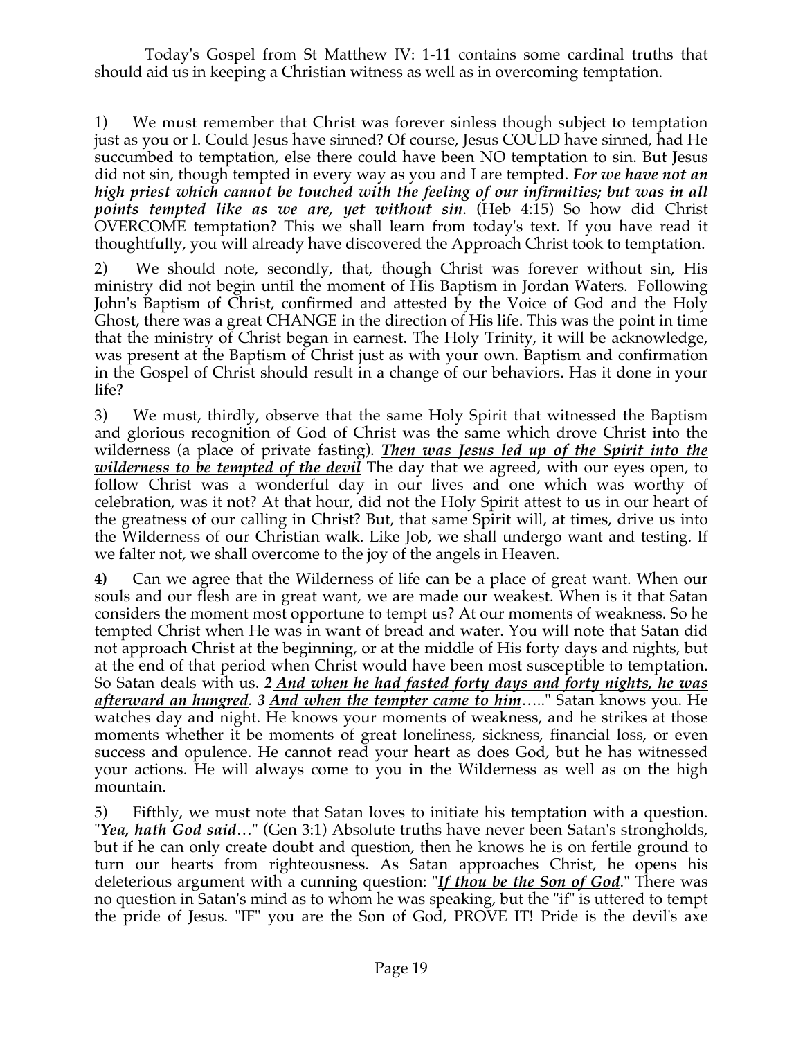Today's Gospel from St Matthew IV: 1-11 contains some cardinal truths that should aid us in keeping a Christian witness as well as in overcoming temptation.

1) We must remember that Christ was forever sinless though subject to temptation just as you or I. Could Jesus have sinned? Of course, Jesus COULD have sinned, had He succumbed to temptation, else there could have been NO temptation to sin. But Jesus did not sin, though tempted in every way as you and I are tempted. ***For we have not an high priest which cannot be touched with the feeling of our infirmities; but was in all points tempted like as we are, yet without sin***. (Heb 4:15) So how did Christ OVERCOME temptation? This we shall learn from today's text. If you have read it thoughtfully, you will already have discovered the Approach Christ took to temptation.

2) We should note, secondly, that, though Christ was forever without sin, His ministry did not begin until the moment of His Baptism in Jordan Waters. Following John's Baptism of Christ, confirmed and attested by the Voice of God and the Holy Ghost, there was a great CHANGE in the direction of His life. This was the point in time that the ministry of Christ began in earnest. The Holy Trinity, it will be acknowledge, was present at the Baptism of Christ just as with your own. Baptism and confirmation in the Gospel of Christ should result in a change of our behaviors. Has it done in your life?

3) We must, thirdly, observe that the same Holy Spirit that witnessed the Baptism and glorious recognition of God of Christ was the same which drove Christ into the wilderness (a place of private fasting). ***<u>Then was Jesus led up of the Spirit into the wilderness to be tempted of the devil</u>*** The day that we agreed, with our eyes open, to follow Christ was a wonderful day in our lives and one which was worthy of celebration, was it not? At that hour, did not the Holy Spirit attest to us in our heart of the greatness of our calling in Christ? But, that same Spirit will, at times, drive us into the Wilderness of our Christian walk. Like Job, we shall undergo want and testing. If we falter not, we shall overcome to the joy of the angels in Heaven.

**4)** Can we agree that the Wilderness of life can be a place of great want. When our souls and our flesh are in great want, we are made our weakest. When is it that Satan considers the moment most opportune to tempt us? At our moments of weakness. So he tempted Christ when He was in want of bread and water. You will note that Satan did not approach Christ at the beginning, or at the middle of His forty days and nights, but at the end of that period when Christ would have been most susceptible to temptation. So Satan deals with us. ***2 <u>And when he had fasted forty days and forty nights, he was afterward an hungred</u>. 3 <u>And when the tempter came to him</u>*****…..**" Satan knows you. He watches day and night. He knows your moments of weakness, and he strikes at those moments whether it be moments of great loneliness, sickness, financial loss, or even success and opulence. He cannot read your heart as does God, but he has witnessed your actions. He will always come to you in the Wilderness as well as on the high mountain.

5) Fifthly, we must note that Satan loves to initiate his temptation with a question. "***Yea, hath God said***…" (Gen 3:1) Absolute truths have never been Satan's strongholds, but if he can only create doubt and question, then he knows he is on fertile ground to turn our hearts from righteousness. As Satan approaches Christ, he opens his deleterious argument with a cunning question: "***<u>If thou be the Son of God</u>***." There was no question in Satan's mind as to whom he was speaking, but the "if" is uttered to tempt the pride of Jesus. "IF" you are the Son of God, PROVE IT! Pride is the devil's axe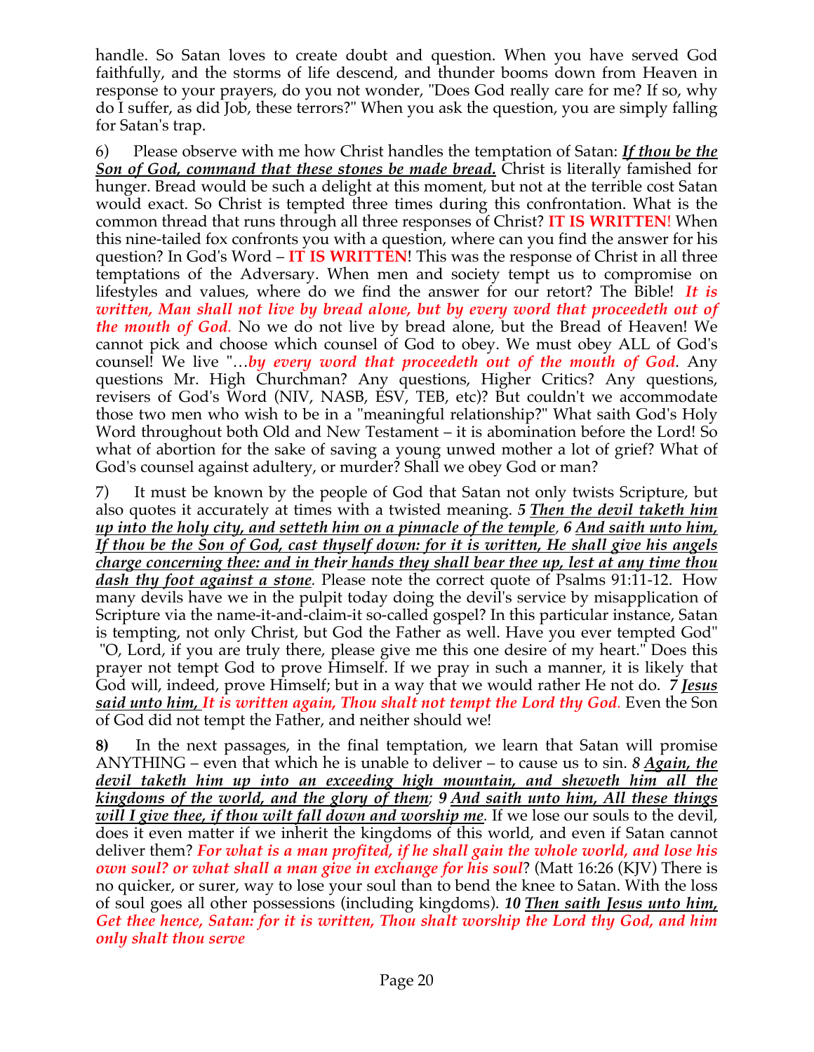handle. So Satan loves to create doubt and question. When you have served God faithfully, and the storms of life descend, and thunder booms down from Heaven in response to your prayers, do you not wonder, "Does God really care for me? If so, why do I suffer, as did Job, these terrors?" When you ask the question, you are simply falling for Satan's trap.

6) Please observe with me how Christ handles the temptation of Satan: ***If thou be the Son of God, command that these stones be made bread.*** Christ is literally famished for hunger. Bread would be such a delight at this moment, but not at the terrible cost Satan would exact. So Christ is tempted three times during this confrontation. What is the common thread that runs through all three responses of Christ? **IT IS WRITTEN**! When this nine-tailed fox confronts you with a question, where can you find the answer for his question? In God's Word – **IT IS WRITTEN**! This was the response of Christ in all three temptations of the Adversary. When men and society tempt us to compromise on lifestyles and values, where do we find the answer for our retort? The Bible! ***It is written, Man shall not live by bread alone, but by every word that proceedeth out of the mouth of God.*** No we do not live by bread alone, but the Bread of Heaven! We cannot pick and choose which counsel of God to obey. We must obey ALL of God's counsel! We live "…***by every word that proceedeth out of the mouth of God***. Any questions Mr. High Churchman? Any questions, Higher Critics? Any questions, revisers of God's Word (NIV, NASB, ESV, TEB, etc)? But couldn't we accommodate those two men who wish to be in a "meaningful relationship?" What saith God's Holy Word throughout both Old and New Testament – it is abomination before the Lord! So what of abortion for the sake of saving a young unwed mother a lot of grief? What of God's counsel against adultery, or murder? Shall we obey God or man?

7) It must be known by the people of God that Satan not only twists Scripture, but also quotes it accurately at times with a twisted meaning. ***5 Then the devil taketh him up into the holy city, and setteth him on a pinnacle of the temple, 6 And saith unto him, If thou be the Son of God, cast thyself down: for it is written, He shall give his angels charge concerning thee: and in their hands they shall bear thee up, lest at any time thou dash thy foot against a stone.*** Please note the correct quote of Psalms 91:11-12. How many devils have we in the pulpit today doing the devil's service by misapplication of Scripture via the name-it-and-claim-it so-called gospel? In this particular instance, Satan is tempting, not only Christ, but God the Father as well. Have you ever tempted God" "O, Lord, if you are truly there, please give me this one desire of my heart." Does this prayer not tempt God to prove Himself. If we pray in such a manner, it is likely that God will, indeed, prove Himself; but in a way that we would rather He not do. ***7 Jesus said unto him, It is written again, Thou shalt not tempt the Lord thy God.*** Even the Son of God did not tempt the Father, and neither should we!

**8)** In the next passages, in the final temptation, we learn that Satan will promise ANYTHING – even that which he is unable to deliver – to cause us to sin. ***8 Again, the devil taketh him up into an exceeding high mountain, and sheweth him all the kingdoms of the world, and the glory of them; 9 And saith unto him, All these things will I give thee, if thou wilt fall down and worship me.*** If we lose our souls to the devil, does it even matter if we inherit the kingdoms of this world, and even if Satan cannot deliver them? ***For what is a man profited, if he shall gain the whole world, and lose his own soul? or what shall a man give in exchange for his soul***? (Matt 16:26 (KJV) There is no quicker, or surer, way to lose your soul than to bend the knee to Satan. With the loss of soul goes all other possessions (including kingdoms). ***10 Then saith Jesus unto him, Get thee hence, Satan: for it is written, Thou shalt worship the Lord thy God, and him only shalt thou serve***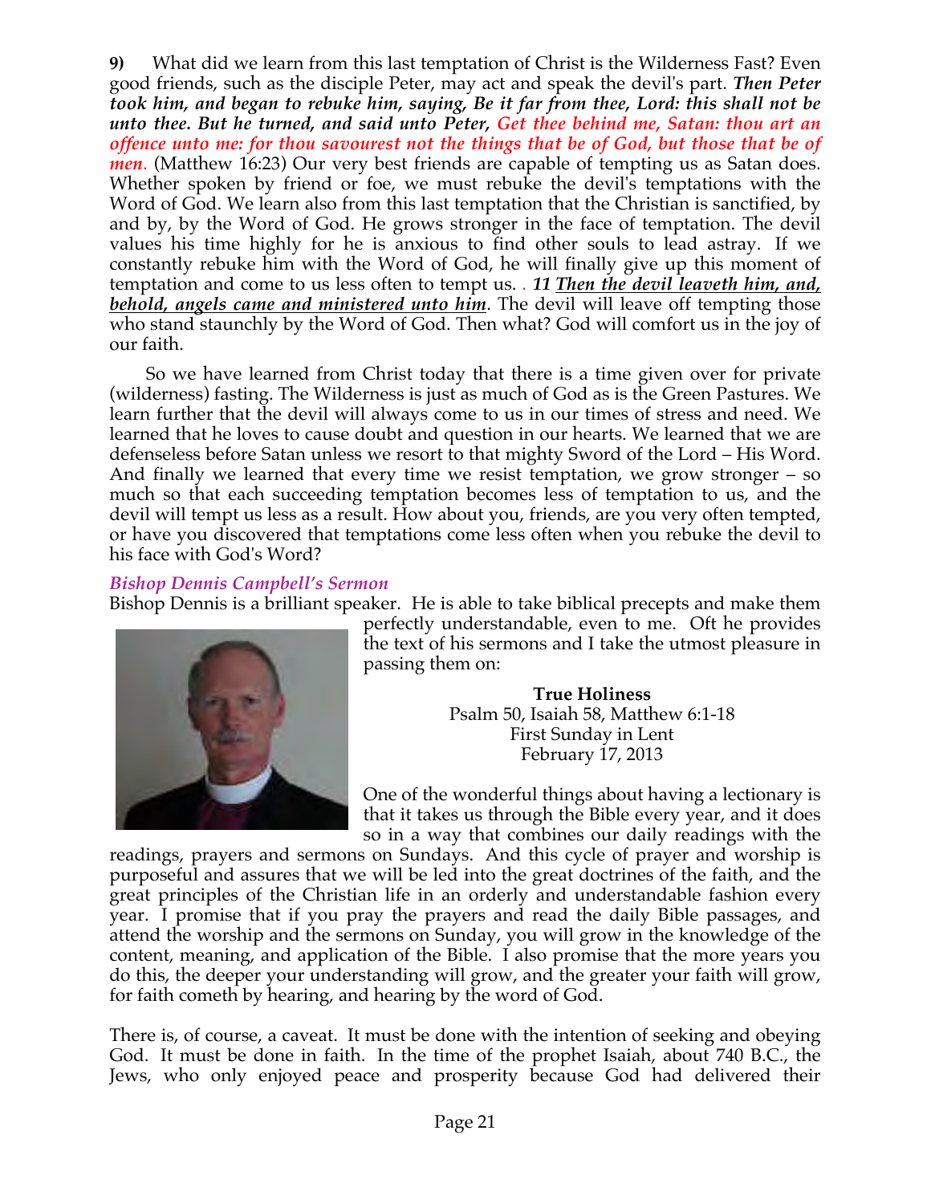**9)** What did we learn from this last temptation of Christ is the Wilderness Fast? Even good friends, such as the disciple Peter, may act and speak the devil's part. ***Then Peter took him, and began to rebuke him, saying, Be it far from thee, Lord: this shall not be unto thee. But he turned, and said unto Peter,*** *Get thee behind me, Satan: thou art an offence unto me: for thou savourest not the things that be of God, but those that be of men.* (Matthew 16:23) Our very best friends are capable of tempting us as Satan does. Whether spoken by friend or foe, we must rebuke the devil's temptations with the Word of God. We learn also from this last temptation that the Christian is sanctified, by and by, by the Word of God. He grows stronger in the face of temptation. The devil values his time highly for he is anxious to find other souls to lead astray. If we constantly rebuke him with the Word of God, he will finally give up this moment of temptation and come to us less often to tempt us. . ***11 Then the devil leaveth him, and, behold, angels came and ministered unto him***. The devil will leave off tempting those who stand staunchly by the Word of God. Then what? God will comfort us in the joy of our faith.

So we have learned from Christ today that there is a time given over for private (wilderness) fasting. The Wilderness is just as much of God as is the Green Pastures. We learn further that the devil will always come to us in our times of stress and need. We learned that he loves to cause doubt and question in our hearts. We learned that we are defenseless before Satan unless we resort to that mighty Sword of the Lord – His Word. And finally we learned that every time we resist temptation, we grow stronger – so much so that each succeeding temptation becomes less of temptation to us, and the devil will tempt us less as a result. How about you, friends, are you very often tempted, or have you discovered that temptations come less often when you rebuke the devil to his face with God's Word?

### *Bishop Dennis Campbell's Sermon*

Bishop Dennis is a brilliant speaker. He is able to take biblical precepts and make them perfectly understandable, even to me. Oft he provides the text of his sermons and I take the utmost pleasure in passing them on:

**True Holiness**
Psalm 50, Isaiah 58, Matthew 6:1-18
First Sunday in Lent
February 17, 2013

One of the wonderful things about having a lectionary is that it takes us through the Bible every year, and it does so in a way that combines our daily readings with the readings, prayers and sermons on Sundays. And this cycle of prayer and worship is purposeful and assures that we will be led into the great doctrines of the faith, and the great principles of the Christian life in an orderly and understandable fashion every year. I promise that if you pray the prayers and read the daily Bible passages, and attend the worship and the sermons on Sunday, you will grow in the knowledge of the content, meaning, and application of the Bible. I also promise that the more years you do this, the deeper your understanding will grow, and the greater your faith will grow, for faith cometh by hearing, and hearing by the word of God.

There is, of course, a caveat. It must be done with the intention of seeking and obeying God. It must be done in faith. In the time of the prophet Isaiah, about 740 B.C., the Jews, who only enjoyed peace and prosperity because God had delivered their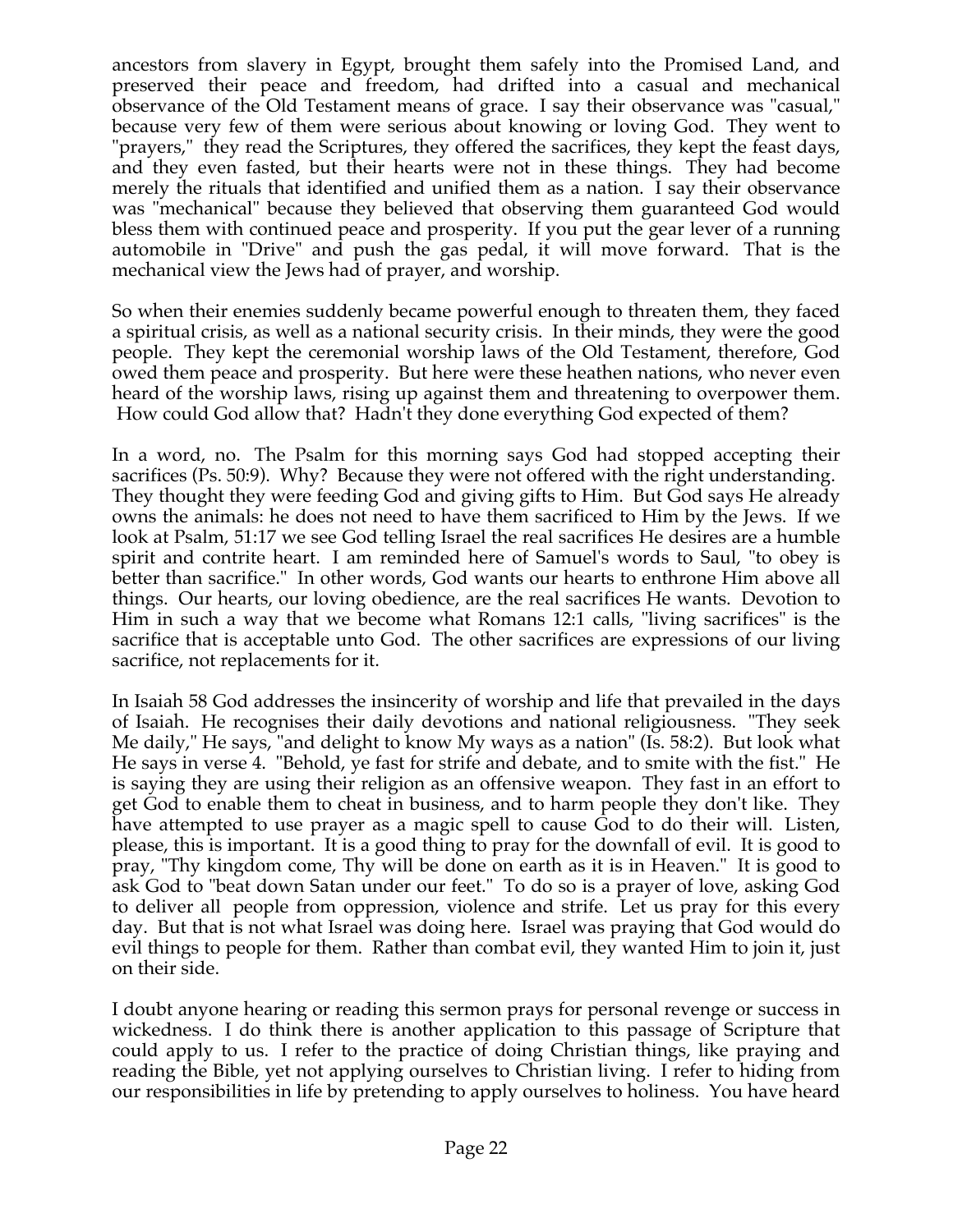ancestors from slavery in Egypt, brought them safely into the Promised Land, and preserved their peace and freedom, had drifted into a casual and mechanical observance of the Old Testament means of grace. I say their observance was "casual," because very few of them were serious about knowing or loving God. They went to "prayers," they read the Scriptures, they offered the sacrifices, they kept the feast days, and they even fasted, but their hearts were not in these things. They had become merely the rituals that identified and unified them as a nation. I say their observance was "mechanical" because they believed that observing them guaranteed God would bless them with continued peace and prosperity. If you put the gear lever of a running automobile in "Drive" and push the gas pedal, it will move forward. That is the mechanical view the Jews had of prayer, and worship.

So when their enemies suddenly became powerful enough to threaten them, they faced a spiritual crisis, as well as a national security crisis. In their minds, they were the good people. They kept the ceremonial worship laws of the Old Testament, therefore, God owed them peace and prosperity. But here were these heathen nations, who never even heard of the worship laws, rising up against them and threatening to overpower them. How could God allow that? Hadn't they done everything God expected of them?

In a word, no. The Psalm for this morning says God had stopped accepting their sacrifices (Ps. 50:9). Why? Because they were not offered with the right understanding. They thought they were feeding God and giving gifts to Him. But God says He already owns the animals: he does not need to have them sacrificed to Him by the Jews. If we look at Psalm, 51:17 we see God telling Israel the real sacrifices He desires are a humble spirit and contrite heart. I am reminded here of Samuel's words to Saul, "to obey is better than sacrifice." In other words, God wants our hearts to enthrone Him above all things. Our hearts, our loving obedience, are the real sacrifices He wants. Devotion to Him in such a way that we become what Romans 12:1 calls, "living sacrifices" is the sacrifice that is acceptable unto God. The other sacrifices are expressions of our living sacrifice, not replacements for it.

In Isaiah 58 God addresses the insincerity of worship and life that prevailed in the days of Isaiah. He recognises their daily devotions and national religiousness. "They seek Me daily," He says, "and delight to know My ways as a nation" (Is. 58:2). But look what He says in verse 4. "Behold, ye fast for strife and debate, and to smite with the fist." He is saying they are using their religion as an offensive weapon. They fast in an effort to get God to enable them to cheat in business, and to harm people they don't like. They have attempted to use prayer as a magic spell to cause God to do their will. Listen, please, this is important. It is a good thing to pray for the downfall of evil. It is good to pray, "Thy kingdom come, Thy will be done on earth as it is in Heaven." It is good to ask God to "beat down Satan under our feet." To do so is a prayer of love, asking God to deliver all people from oppression, violence and strife. Let us pray for this every day. But that is not what Israel was doing here. Israel was praying that God would do evil things to people for them. Rather than combat evil, they wanted Him to join it, just on their side.

I doubt anyone hearing or reading this sermon prays for personal revenge or success in wickedness. I do think there is another application to this passage of Scripture that could apply to us. I refer to the practice of doing Christian things, like praying and reading the Bible, yet not applying ourselves to Christian living. I refer to hiding from our responsibilities in life by pretending to apply ourselves to holiness. You have heard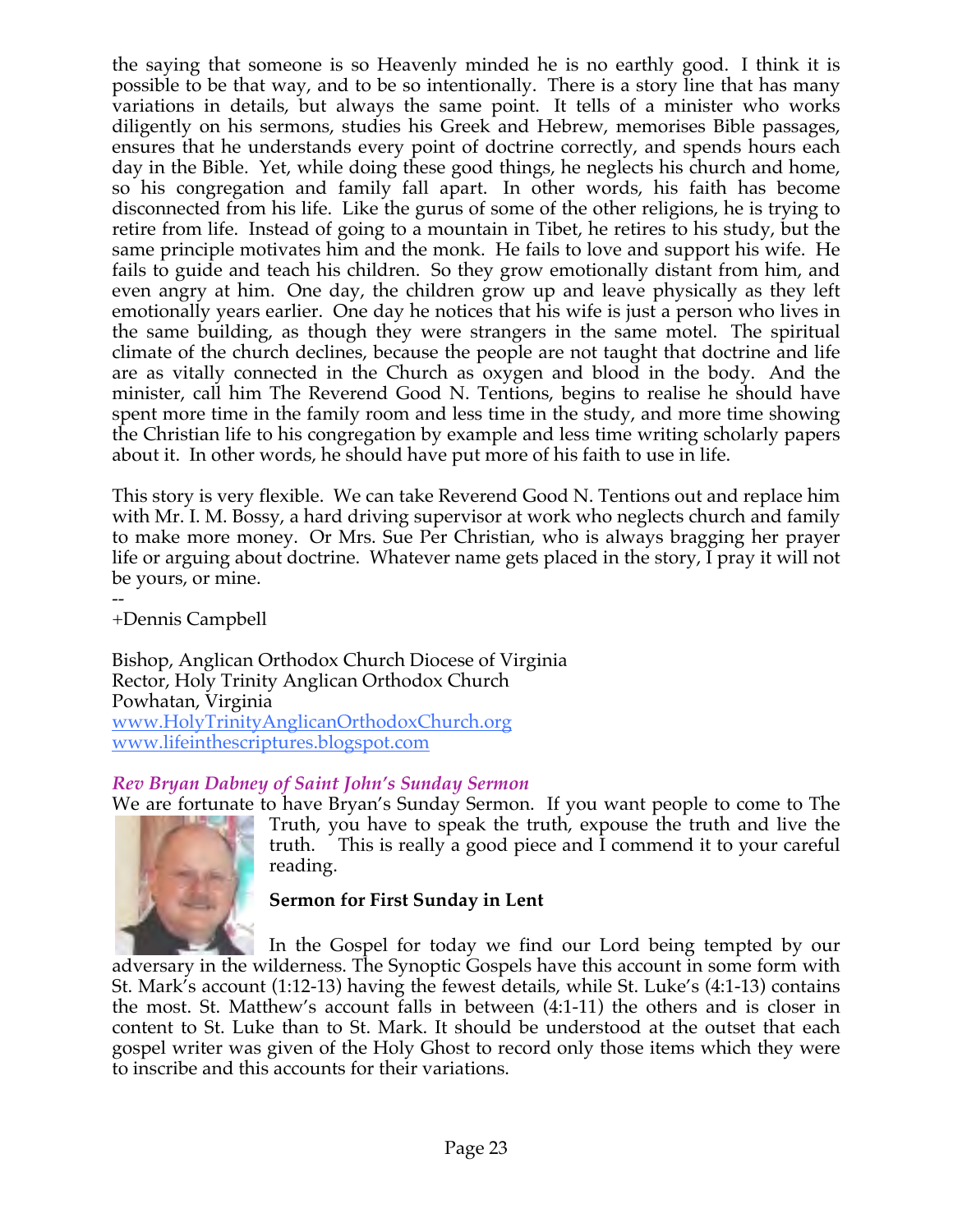the saying that someone is so Heavenly minded he is no earthly good. I think it is possible to be that way, and to be so intentionally. There is a story line that has many variations in details, but always the same point. It tells of a minister who works diligently on his sermons, studies his Greek and Hebrew, memorises Bible passages, ensures that he understands every point of doctrine correctly, and spends hours each day in the Bible. Yet, while doing these good things, he neglects his church and home, so his congregation and family fall apart. In other words, his faith has become disconnected from his life. Like the gurus of some of the other religions, he is trying to retire from life. Instead of going to a mountain in Tibet, he retires to his study, but the same principle motivates him and the monk. He fails to love and support his wife. He fails to guide and teach his children. So they grow emotionally distant from him, and even angry at him. One day, the children grow up and leave physically as they left emotionally years earlier. One day he notices that his wife is just a person who lives in the same building, as though they were strangers in the same motel. The spiritual climate of the church declines, because the people are not taught that doctrine and life are as vitally connected in the Church as oxygen and blood in the body. And the minister, call him The Reverend Good N. Tentions, begins to realise he should have spent more time in the family room and less time in the study, and more time showing the Christian life to his congregation by example and less time writing scholarly papers about it. In other words, he should have put more of his faith to use in life.

This story is very flexible. We can take Reverend Good N. Tentions out and replace him with Mr. I. M. Bossy, a hard driving supervisor at work who neglects church and family to make more money. Or Mrs. Sue Per Christian, who is always bragging her prayer life or arguing about doctrine. Whatever name gets placed in the story, I pray it will not be yours, or mine.

--
+Dennis Campbell

Bishop, Anglican Orthodox Church Diocese of Virginia
Rector, Holy Trinity Anglican Orthodox Church
Powhatan, Virginia
www.HolyTrinityAnglicanOrthodoxChurch.org
www.lifeinthescriptures.blogspot.com

### *Rev Bryan Dabney of Saint John's Sunday Sermon*

We are fortunate to have Bryan's Sunday Sermon. If you want people to come to The Truth, you have to speak the truth, expouse the truth and live the truth. This is really a good piece and I commend it to your careful reading.

**Sermon for First Sunday in Lent**

In the Gospel for today we find our Lord being tempted by our adversary in the wilderness. The Synoptic Gospels have this account in some form with St. Mark's account (1:12-13) having the fewest details, while St. Luke's (4:1-13) contains the most. St. Matthew's account falls in between (4:1-11) the others and is closer in content to St. Luke than to St. Mark. It should be understood at the outset that each gospel writer was given of the Holy Ghost to record only those items which they were to inscribe and this accounts for their variations.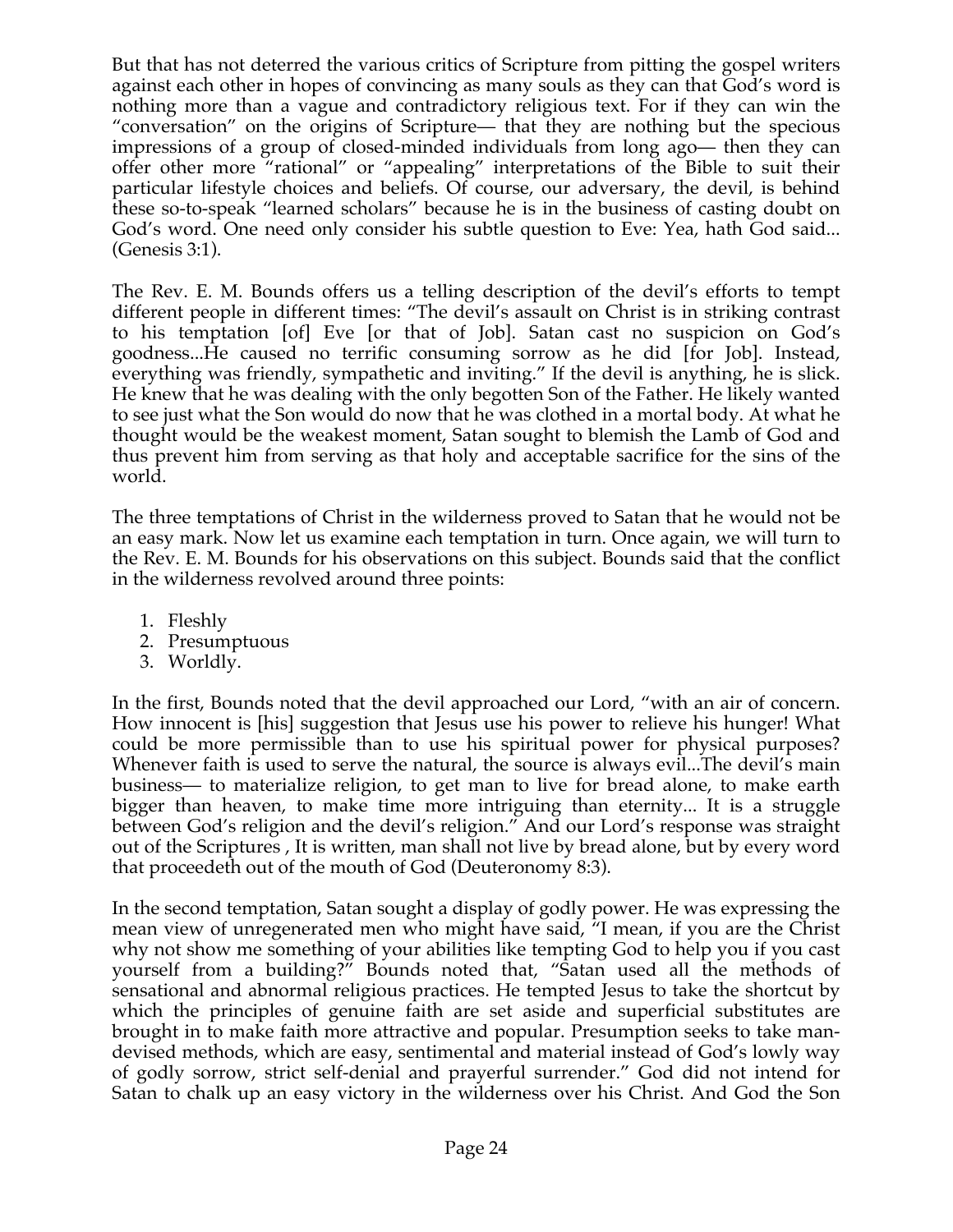But that has not deterred the various critics of Scripture from pitting the gospel writers against each other in hopes of convincing as many souls as they can that God's word is nothing more than a vague and contradictory religious text. For if they can win the "conversation" on the origins of Scripture— that they are nothing but the specious impressions of a group of closed-minded individuals from long ago— then they can offer other more "rational" or "appealing" interpretations of the Bible to suit their particular lifestyle choices and beliefs. Of course, our adversary, the devil, is behind these so-to-speak "learned scholars" because he is in the business of casting doubt on God's word. One need only consider his subtle question to Eve: Yea, hath God said... (Genesis 3:1).

The Rev. E. M. Bounds offers us a telling description of the devil's efforts to tempt different people in different times: "The devil's assault on Christ is in striking contrast to his temptation [of] Eve [or that of Job]. Satan cast no suspicion on God's goodness...He caused no terrific consuming sorrow as he did [for Job]. Instead, everything was friendly, sympathetic and inviting." If the devil is anything, he is slick. He knew that he was dealing with the only begotten Son of the Father. He likely wanted to see just what the Son would do now that he was clothed in a mortal body. At what he thought would be the weakest moment, Satan sought to blemish the Lamb of God and thus prevent him from serving as that holy and acceptable sacrifice for the sins of the world.

The three temptations of Christ in the wilderness proved to Satan that he would not be an easy mark. Now let us examine each temptation in turn. Once again, we will turn to the Rev. E. M. Bounds for his observations on this subject. Bounds said that the conflict in the wilderness revolved around three points:

1. Fleshly
2. Presumptuous
3. Worldly.

In the first, Bounds noted that the devil approached our Lord, "with an air of concern. How innocent is [his] suggestion that Jesus use his power to relieve his hunger! What could be more permissible than to use his spiritual power for physical purposes? Whenever faith is used to serve the natural, the source is always evil...The devil's main business— to materialize religion, to get man to live for bread alone, to make earth bigger than heaven, to make time more intriguing than eternity... It is a struggle between God's religion and the devil's religion." And our Lord's response was straight out of the Scriptures , It is written, man shall not live by bread alone, but by every word that proceedeth out of the mouth of God (Deuteronomy 8:3).

In the second temptation, Satan sought a display of godly power. He was expressing the mean view of unregenerated men who might have said, "I mean, if you are the Christ why not show me something of your abilities like tempting God to help you if you cast yourself from a building?" Bounds noted that, "Satan used all the methods of sensational and abnormal religious practices. He tempted Jesus to take the shortcut by which the principles of genuine faith are set aside and superficial substitutes are brought in to make faith more attractive and popular. Presumption seeks to take man-devised methods, which are easy, sentimental and material instead of God's lowly way of godly sorrow, strict self-denial and prayerful surrender." God did not intend for Satan to chalk up an easy victory in the wilderness over his Christ. And God the Son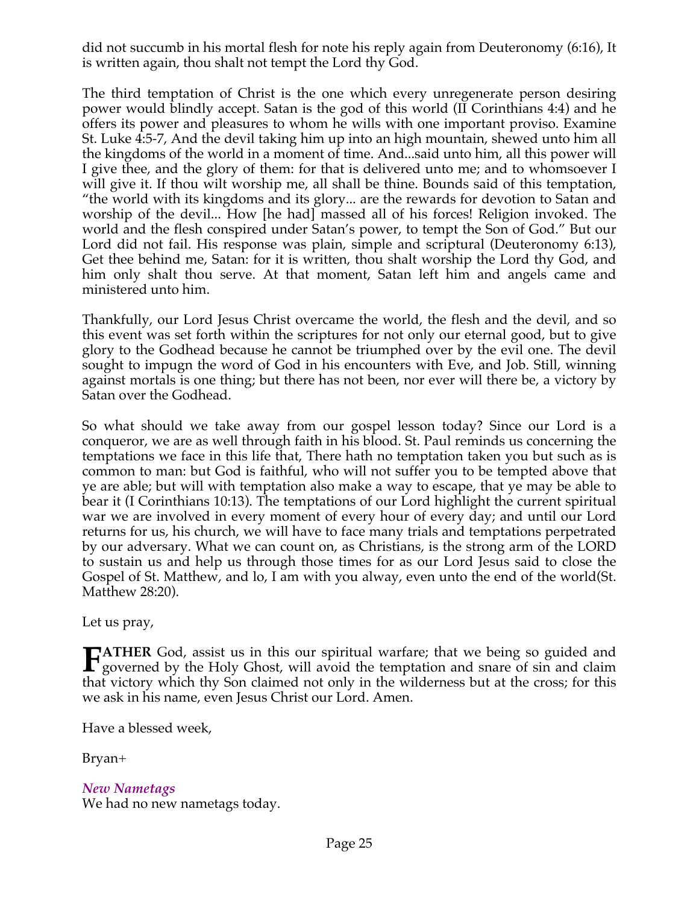did not succumb in his mortal flesh for note his reply again from Deuteronomy (6:16), It is written again, thou shalt not tempt the Lord thy God.

The third temptation of Christ is the one which every unregenerate person desiring power would blindly accept. Satan is the god of this world (II Corinthians 4:4) and he offers its power and pleasures to whom he wills with one important proviso. Examine St. Luke 4:5-7, And the devil taking him up into an high mountain, shewed unto him all the kingdoms of the world in a moment of time. And...said unto him, all this power will I give thee, and the glory of them: for that is delivered unto me; and to whomsoever I will give it. If thou wilt worship me, all shall be thine. Bounds said of this temptation, "the world with its kingdoms and its glory... are the rewards for devotion to Satan and worship of the devil... How [he had] massed all of his forces! Religion invoked. The world and the flesh conspired under Satan's power, to tempt the Son of God." But our Lord did not fail. His response was plain, simple and scriptural (Deuteronomy 6:13), Get thee behind me, Satan: for it is written, thou shalt worship the Lord thy God, and him only shalt thou serve. At that moment, Satan left him and angels came and ministered unto him.

Thankfully, our Lord Jesus Christ overcame the world, the flesh and the devil, and so this event was set forth within the scriptures for not only our eternal good, but to give glory to the Godhead because he cannot be triumphed over by the evil one. The devil sought to impugn the word of God in his encounters with Eve, and Job. Still, winning against mortals is one thing; but there has not been, nor ever will there be, a victory by Satan over the Godhead.

So what should we take away from our gospel lesson today? Since our Lord is a conqueror, we are as well through faith in his blood. St. Paul reminds us concerning the temptations we face in this life that, There hath no temptation taken you but such as is common to man: but God is faithful, who will not suffer you to be tempted above that ye are able; but will with temptation also make a way to escape, that ye may be able to bear it (I Corinthians 10:13). The temptations of our Lord highlight the current spiritual war we are involved in every moment of every hour of every day; and until our Lord returns for us, his church, we will have to face many trials and temptations perpetrated by our adversary. What we can count on, as Christians, is the strong arm of the LORD to sustain us and help us through those times for as our Lord Jesus said to close the Gospel of St. Matthew, and lo, I am with you alway, even unto the end of the world(St. Matthew 28:20).

Let us pray,

**FATHER** God, assist us in this our spiritual warfare; that we being so guided and governed by the Holy Ghost, will avoid the temptation and snare of sin and claim that victory which thy Son claimed not only in the wilderness but at the cross; for this we ask in his name, even Jesus Christ our Lord. Amen.

Have a blessed week,

Bryan+

*New Nametags*

We had no new nametags today.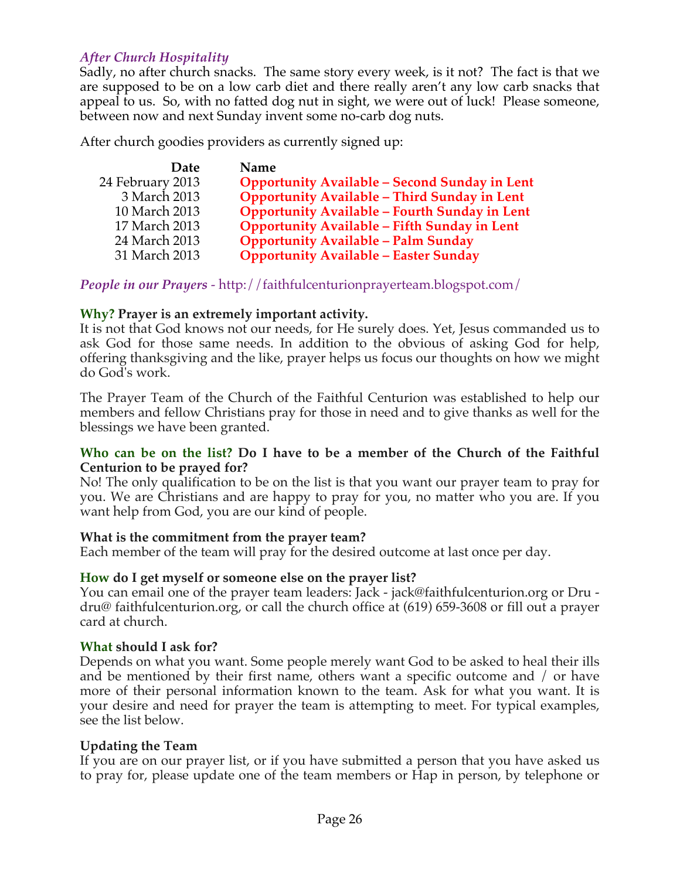*After Church Hospitality*

Sadly, no after church snacks. The same story every week, is it not? The fact is that we are supposed to be on a low carb diet and there really aren't any low carb snacks that appeal to us. So, with no fatted dog nut in sight, we were out of luck! Please someone, between now and next Sunday invent some no-carb dog nuts.

After church goodies providers as currently signed up:

| Date | Name |
|---|---|
| 24 February 2013 | **Opportunity Available – Second Sunday in Lent** |
| 3 March 2013 | **Opportunity Available – Third Sunday in Lent** |
| 10 March 2013 | **Opportunity Available – Fourth Sunday in Lent** |
| 17 March 2013 | **Opportunity Available – Fifth Sunday in Lent** |
| 24 March 2013 | **Opportunity Available – Palm Sunday** |
| 31 March 2013 | **Opportunity Available – Easter Sunday** |

***People in our Prayers*** - http://faithfulcenturionprayerteam.blogspot.com/

**Why? Prayer is an extremely important activity.**

It is not that God knows not our needs, for He surely does. Yet, Jesus commanded us to ask God for those same needs. In addition to the obvious of asking God for help, offering thanksgiving and the like, prayer helps us focus our thoughts on how we might do God's work.

The Prayer Team of the Church of the Faithful Centurion was established to help our members and fellow Christians pray for those in need and to give thanks as well for the blessings we have been granted.

**Who can be on the list? Do I have to be a member of the Church of the Faithful Centurion to be prayed for?**

No! The only qualification to be on the list is that you want our prayer team to pray for you. We are Christians and are happy to pray for you, no matter who you are. If you want help from God, you are our kind of people.

**What is the commitment from the prayer team?**

Each member of the team will pray for the desired outcome at last once per day.

**How do I get myself or someone else on the prayer list?**

You can email one of the prayer team leaders: Jack - jack@faithfulcenturion.org or Dru - dru@ faithfulcenturion.org, or call the church office at (619) 659-3608 or fill out a prayer card at church.

**What should I ask for?**

Depends on what you want. Some people merely want God to be asked to heal their ills and be mentioned by their first name, others want a specific outcome and / or have more of their personal information known to the team. Ask for what you want. It is your desire and need for prayer the team is attempting to meet. For typical examples, see the list below.

**Updating the Team**

If you are on our prayer list, or if you have submitted a person that you have asked us to pray for, please update one of the team members or Hap in person, by telephone or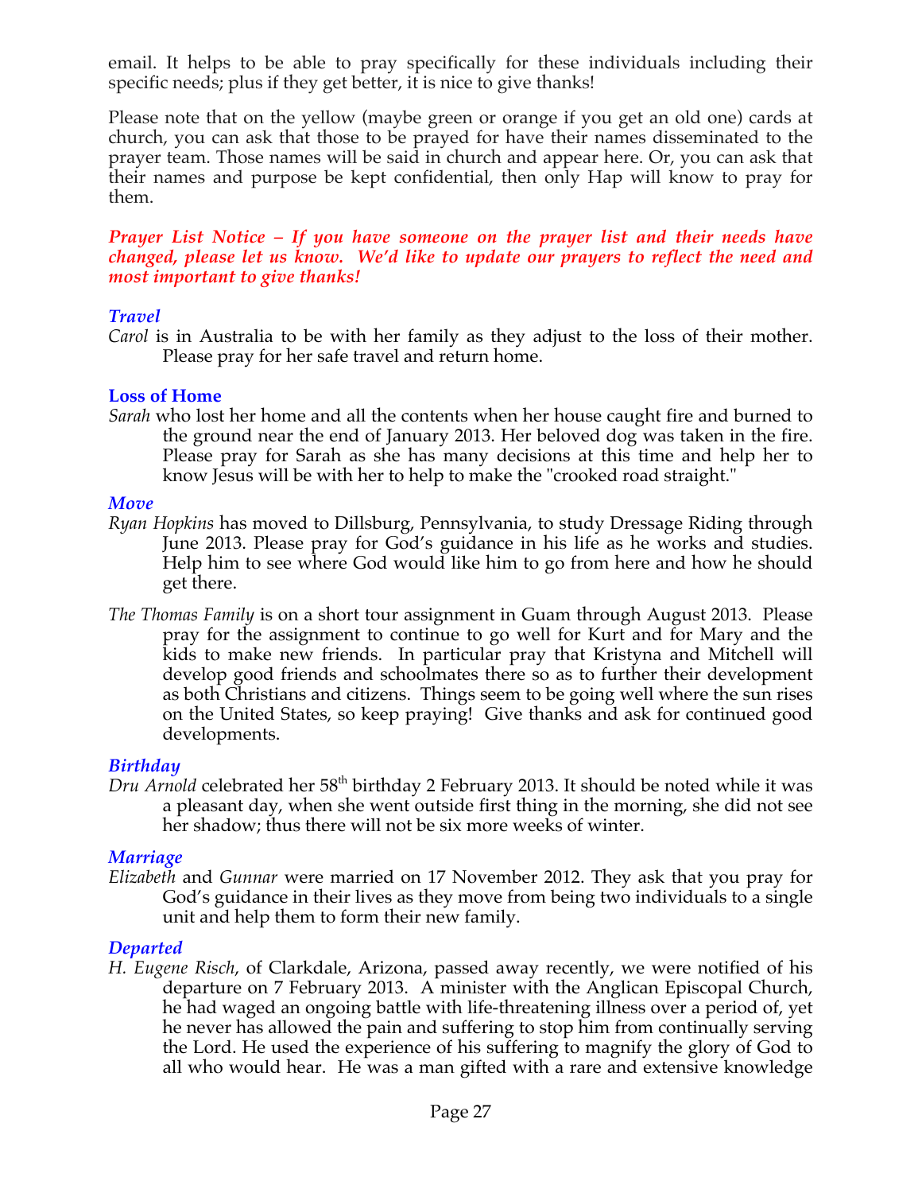email. It helps to be able to pray specifically for these individuals including their specific needs; plus if they get better, it is nice to give thanks!

Please note that on the yellow (maybe green or orange if you get an old one) cards at church, you can ask that those to be prayed for have their names disseminated to the prayer team. Those names will be said in church and appear here. Or, you can ask that their names and purpose be kept confidential, then only Hap will know to pray for them.

***Prayer List Notice – If you have someone on the prayer list and their needs have changed, please let us know. We'd like to update our prayers to reflect the need and most important to give thanks!***

### *Travel*

*Carol* is in Australia to be with her family as they adjust to the loss of their mother. Please pray for her safe travel and return home.

### **Loss of Home**

*Sarah* who lost her home and all the contents when her house caught fire and burned to the ground near the end of January 2013. Her beloved dog was taken in the fire. Please pray for Sarah as she has many decisions at this time and help her to know Jesus will be with her to help to make the "crooked road straight."

### *Move*

*Ryan Hopkins* has moved to Dillsburg, Pennsylvania, to study Dressage Riding through June 2013. Please pray for God's guidance in his life as he works and studies. Help him to see where God would like him to go from here and how he should get there.

*The Thomas Family* is on a short tour assignment in Guam through August 2013. Please pray for the assignment to continue to go well for Kurt and for Mary and the kids to make new friends. In particular pray that Kristyna and Mitchell will develop good friends and schoolmates there so as to further their development as both Christians and citizens. Things seem to be going well where the sun rises on the United States, so keep praying! Give thanks and ask for continued good developments.

### *Birthday*

*Dru Arnold* celebrated her 58th birthday 2 February 2013. It should be noted while it was a pleasant day, when she went outside first thing in the morning, she did not see her shadow; thus there will not be six more weeks of winter.

### *Marriage*

*Elizabeth* and *Gunnar* were married on 17 November 2012. They ask that you pray for God's guidance in their lives as they move from being two individuals to a single unit and help them to form their new family.

### *Departed*

*H. Eugene Risch*, of Clarkdale, Arizona, passed away recently, we were notified of his departure on 7 February 2013. A minister with the Anglican Episcopal Church, he had waged an ongoing battle with life-threatening illness over a period of, yet he never has allowed the pain and suffering to stop him from continually serving the Lord. He used the experience of his suffering to magnify the glory of God to all who would hear. He was a man gifted with a rare and extensive knowledge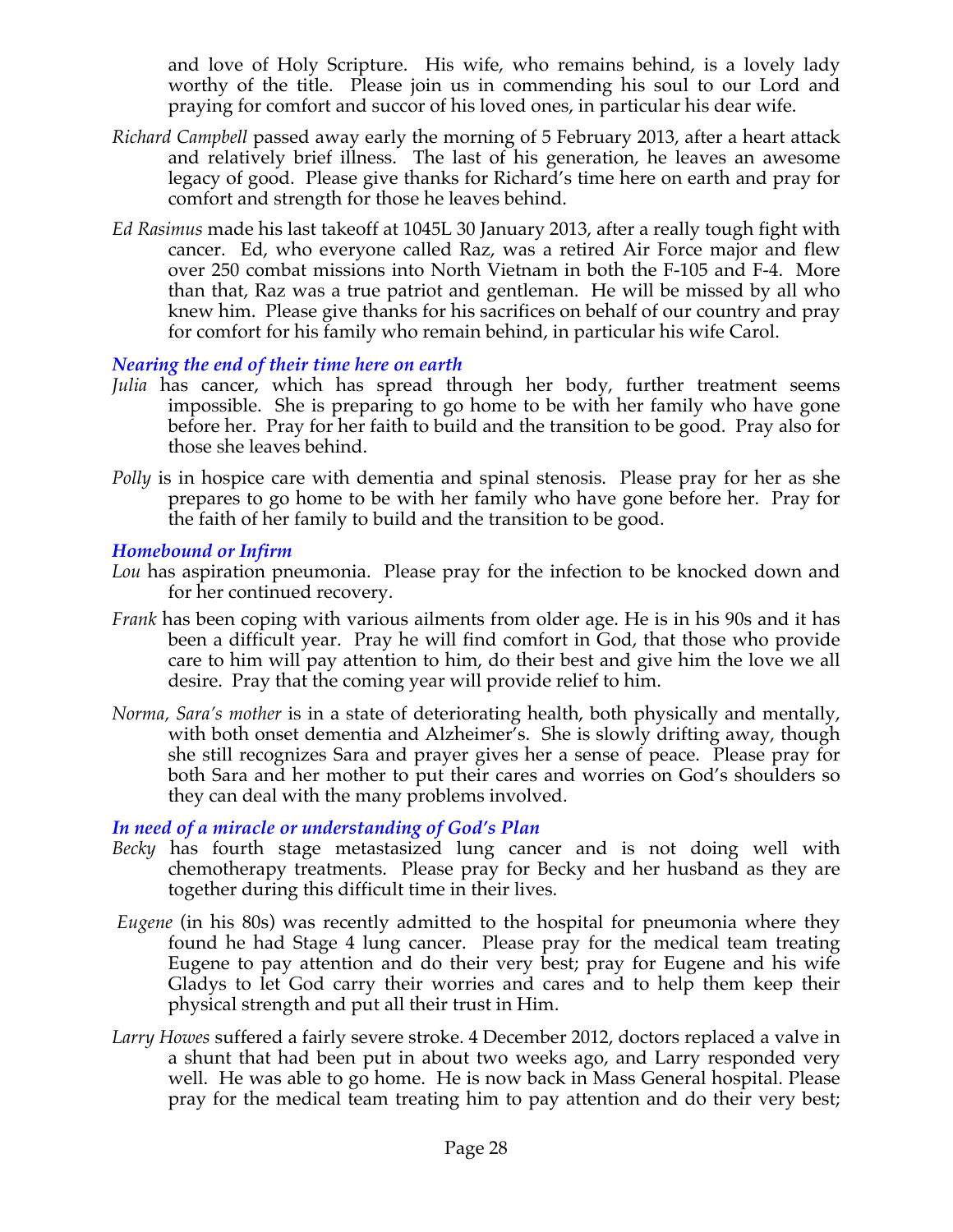and love of Holy Scripture. His wife, who remains behind, is a lovely lady worthy of the title. Please join us in commending his soul to our Lord and praying for comfort and succor of his loved ones, in particular his dear wife.

*Richard Campbell* passed away early the morning of 5 February 2013, after a heart attack and relatively brief illness. The last of his generation, he leaves an awesome legacy of good. Please give thanks for Richard's time here on earth and pray for comfort and strength for those he leaves behind.

*Ed Rasimus* made his last takeoff at 1045L 30 January 2013, after a really tough fight with cancer. Ed, who everyone called Raz, was a retired Air Force major and flew over 250 combat missions into North Vietnam in both the F-105 and F-4. More than that, Raz was a true patriot and gentleman. He will be missed by all who knew him. Please give thanks for his sacrifices on behalf of our country and pray for comfort for his family who remain behind, in particular his wife Carol.

### *Nearing the end of their time here on earth*

*Julia* has cancer, which has spread through her body, further treatment seems impossible. She is preparing to go home to be with her family who have gone before her. Pray for her faith to build and the transition to be good. Pray also for those she leaves behind.

*Polly* is in hospice care with dementia and spinal stenosis. Please pray for her as she prepares to go home to be with her family who have gone before her. Pray for the faith of her family to build and the transition to be good.

### *Homebound or Infirm*

*Lou* has aspiration pneumonia. Please pray for the infection to be knocked down and for her continued recovery.

*Frank* has been coping with various ailments from older age. He is in his 90s and it has been a difficult year. Pray he will find comfort in God, that those who provide care to him will pay attention to him, do their best and give him the love we all desire. Pray that the coming year will provide relief to him.

*Norma, Sara's mother* is in a state of deteriorating health, both physically and mentally, with both onset dementia and Alzheimer's. She is slowly drifting away, though she still recognizes Sara and prayer gives her a sense of peace. Please pray for both Sara and her mother to put their cares and worries on God's shoulders so they can deal with the many problems involved.

### *In need of a miracle or understanding of God's Plan*

*Becky* has fourth stage metastasized lung cancer and is not doing well with chemotherapy treatments. Please pray for Becky and her husband as they are together during this difficult time in their lives.

*Eugene* (in his 80s) was recently admitted to the hospital for pneumonia where they found he had Stage 4 lung cancer. Please pray for the medical team treating Eugene to pay attention and do their very best; pray for Eugene and his wife Gladys to let God carry their worries and cares and to help them keep their physical strength and put all their trust in Him.

*Larry Howes* suffered a fairly severe stroke. 4 December 2012, doctors replaced a valve in a shunt that had been put in about two weeks ago, and Larry responded very well. He was able to go home. He is now back in Mass General hospital. Please pray for the medical team treating him to pay attention and do their very best;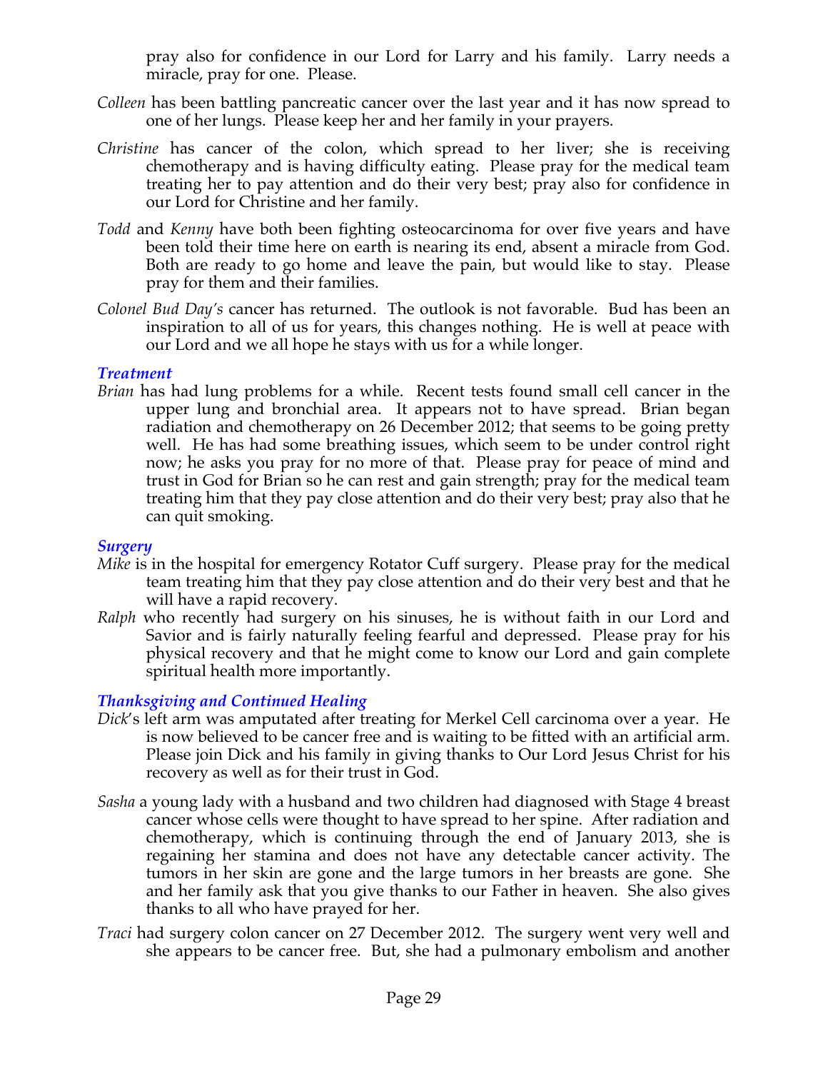pray also for confidence in our Lord for Larry and his family. Larry needs a miracle, pray for one. Please.

*Colleen* has been battling pancreatic cancer over the last year and it has now spread to one of her lungs. Please keep her and her family in your prayers.

*Christine* has cancer of the colon, which spread to her liver; she is receiving chemotherapy and is having difficulty eating. Please pray for the medical team treating her to pay attention and do their very best; pray also for confidence in our Lord for Christine and her family.

*Todd* and *Kenny* have both been fighting osteocarcinoma for over five years and have been told their time here on earth is nearing its end, absent a miracle from God. Both are ready to go home and leave the pain, but would like to stay. Please pray for them and their families.

*Colonel Bud Day's* cancer has returned. The outlook is not favorable. Bud has been an inspiration to all of us for years, this changes nothing. He is well at peace with our Lord and we all hope he stays with us for a while longer.

### *Treatment*

*Brian* has had lung problems for a while. Recent tests found small cell cancer in the upper lung and bronchial area. It appears not to have spread. Brian began radiation and chemotherapy on 26 December 2012; that seems to be going pretty well. He has had some breathing issues, which seem to be under control right now; he asks you pray for no more of that. Please pray for peace of mind and trust in God for Brian so he can rest and gain strength; pray for the medical team treating him that they pay close attention and do their very best; pray also that he can quit smoking.

### *Surgery*

*Mike* is in the hospital for emergency Rotator Cuff surgery. Please pray for the medical team treating him that they pay close attention and do their very best and that he will have a rapid recovery.

*Ralph* who recently had surgery on his sinuses, he is without faith in our Lord and Savior and is fairly naturally feeling fearful and depressed. Please pray for his physical recovery and that he might come to know our Lord and gain complete spiritual health more importantly.

### *Thanksgiving and Continued Healing*

*Dick*'s left arm was amputated after treating for Merkel Cell carcinoma over a year. He is now believed to be cancer free and is waiting to be fitted with an artificial arm. Please join Dick and his family in giving thanks to Our Lord Jesus Christ for his recovery as well as for their trust in God.

*Sasha* a young lady with a husband and two children had diagnosed with Stage 4 breast cancer whose cells were thought to have spread to her spine. After radiation and chemotherapy, which is continuing through the end of January 2013, she is regaining her stamina and does not have any detectable cancer activity. The tumors in her skin are gone and the large tumors in her breasts are gone. She and her family ask that you give thanks to our Father in heaven. She also gives thanks to all who have prayed for her.

*Traci* had surgery colon cancer on 27 December 2012. The surgery went very well and she appears to be cancer free. But, she had a pulmonary embolism and another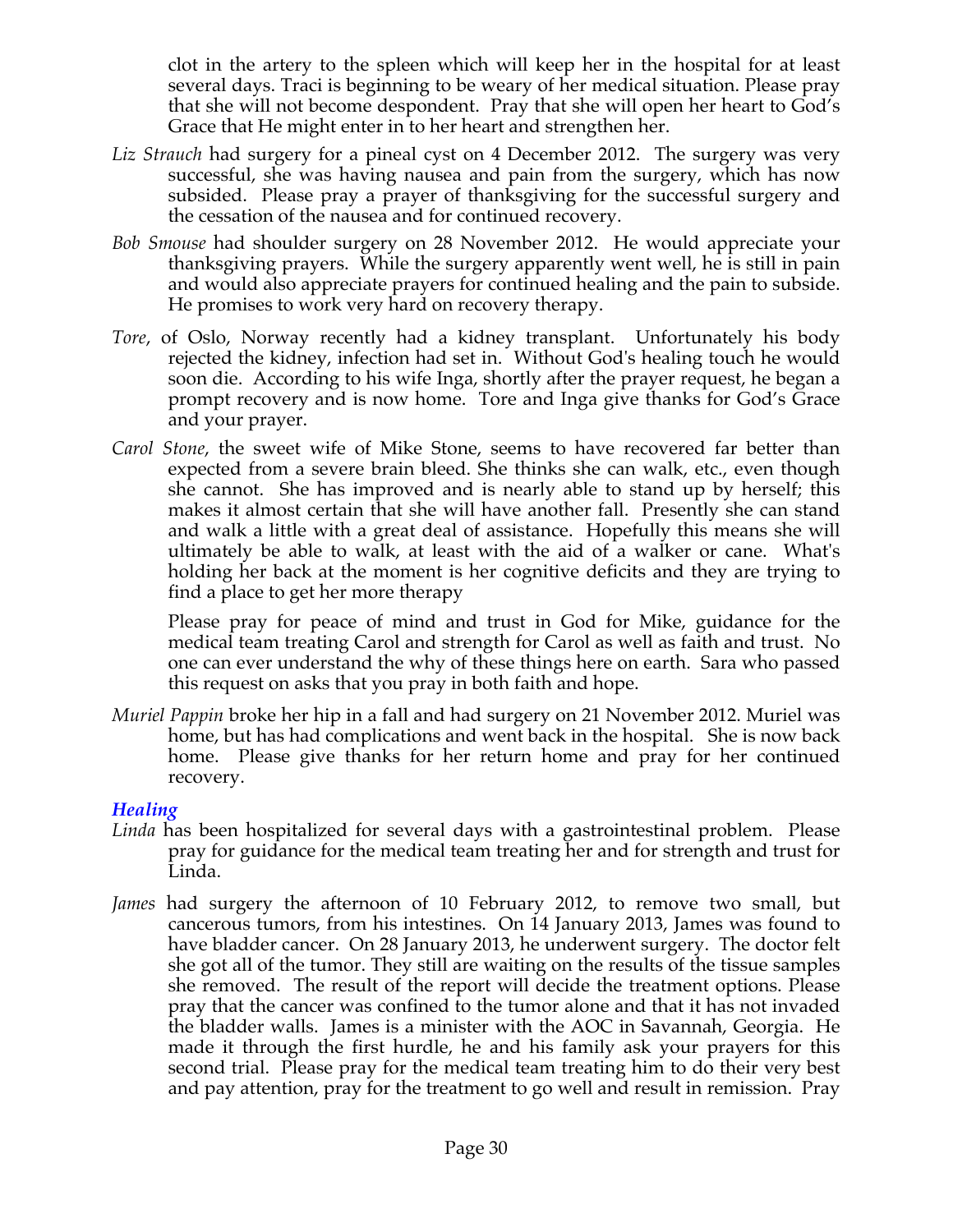clot in the artery to the spleen which will keep her in the hospital for at least several days. Traci is beginning to be weary of her medical situation. Please pray that she will not become despondent. Pray that she will open her heart to God's Grace that He might enter in to her heart and strengthen her.

*Liz Strauch* had surgery for a pineal cyst on 4 December 2012. The surgery was very successful, she was having nausea and pain from the surgery, which has now subsided. Please pray a prayer of thanksgiving for the successful surgery and the cessation of the nausea and for continued recovery.

*Bob Smouse* had shoulder surgery on 28 November 2012. He would appreciate your thanksgiving prayers. While the surgery apparently went well, he is still in pain and would also appreciate prayers for continued healing and the pain to subside. He promises to work very hard on recovery therapy.

*Tore*, of Oslo, Norway recently had a kidney transplant. Unfortunately his body rejected the kidney, infection had set in. Without God's healing touch he would soon die. According to his wife Inga, shortly after the prayer request, he began a prompt recovery and is now home. Tore and Inga give thanks for God's Grace and your prayer.

*Carol Stone*, the sweet wife of Mike Stone, seems to have recovered far better than expected from a severe brain bleed. She thinks she can walk, etc., even though she cannot. She has improved and is nearly able to stand up by herself; this makes it almost certain that she will have another fall. Presently she can stand and walk a little with a great deal of assistance. Hopefully this means she will ultimately be able to walk, at least with the aid of a walker or cane. What's holding her back at the moment is her cognitive deficits and they are trying to find a place to get her more therapy

Please pray for peace of mind and trust in God for Mike, guidance for the medical team treating Carol and strength for Carol as well as faith and trust. No one can ever understand the why of these things here on earth. Sara who passed this request on asks that you pray in both faith and hope.

*Muriel Pappin* broke her hip in a fall and had surgery on 21 November 2012. Muriel was home, but has had complications and went back in the hospital. She is now back home. Please give thanks for her return home and pray for her continued recovery.

## *Healing*

*Linda* has been hospitalized for several days with a gastrointestinal problem. Please pray for guidance for the medical team treating her and for strength and trust for Linda.

*James* had surgery the afternoon of 10 February 2012, to remove two small, but cancerous tumors, from his intestines. On 14 January 2013, James was found to have bladder cancer. On 28 January 2013, he underwent surgery. The doctor felt she got all of the tumor. They still are waiting on the results of the tissue samples she removed. The result of the report will decide the treatment options. Please pray that the cancer was confined to the tumor alone and that it has not invaded the bladder walls. James is a minister with the AOC in Savannah, Georgia. He made it through the first hurdle, he and his family ask your prayers for this second trial. Please pray for the medical team treating him to do their very best and pay attention, pray for the treatment to go well and result in remission. Pray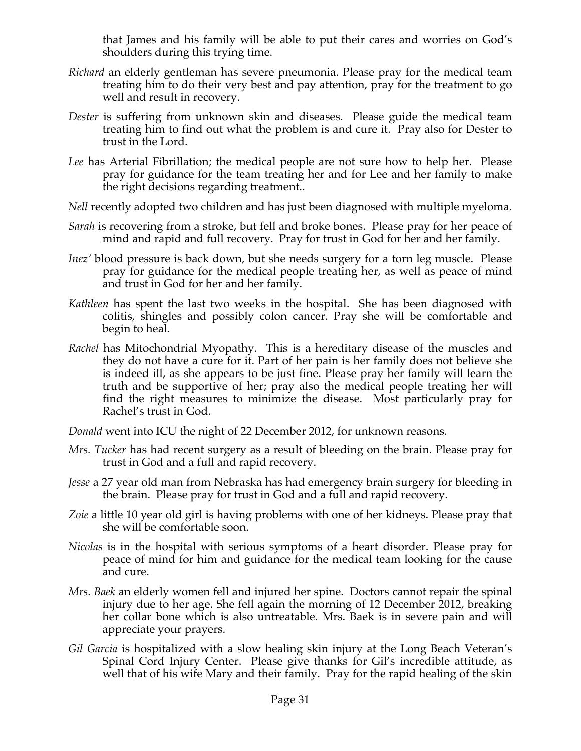that James and his family will be able to put their cares and worries on God's shoulders during this trying time.

*Richard* an elderly gentleman has severe pneumonia. Please pray for the medical team treating him to do their very best and pay attention, pray for the treatment to go well and result in recovery.

*Dester* is suffering from unknown skin and diseases. Please guide the medical team treating him to find out what the problem is and cure it. Pray also for Dester to trust in the Lord.

*Lee* has Arterial Fibrillation; the medical people are not sure how to help her. Please pray for guidance for the team treating her and for Lee and her family to make the right decisions regarding treatment..

*Nell* recently adopted two children and has just been diagnosed with multiple myeloma.

*Sarah* is recovering from a stroke, but fell and broke bones. Please pray for her peace of mind and rapid and full recovery. Pray for trust in God for her and her family.

*Inez'* blood pressure is back down, but she needs surgery for a torn leg muscle. Please pray for guidance for the medical people treating her, as well as peace of mind and trust in God for her and her family.

*Kathleen* has spent the last two weeks in the hospital. She has been diagnosed with colitis, shingles and possibly colon cancer. Pray she will be comfortable and begin to heal.

*Rachel* has Mitochondrial Myopathy. This is a hereditary disease of the muscles and they do not have a cure for it. Part of her pain is her family does not believe she is indeed ill, as she appears to be just fine. Please pray her family will learn the truth and be supportive of her; pray also the medical people treating her will find the right measures to minimize the disease. Most particularly pray for Rachel's trust in God.

*Donald* went into ICU the night of 22 December 2012, for unknown reasons.

*Mrs. Tucker* has had recent surgery as a result of bleeding on the brain. Please pray for trust in God and a full and rapid recovery.

*Jesse* a 27 year old man from Nebraska has had emergency brain surgery for bleeding in the brain. Please pray for trust in God and a full and rapid recovery.

*Zoie* a little 10 year old girl is having problems with one of her kidneys. Please pray that she will be comfortable soon.

*Nicolas* is in the hospital with serious symptoms of a heart disorder. Please pray for peace of mind for him and guidance for the medical team looking for the cause and cure.

*Mrs. Baek* an elderly women fell and injured her spine. Doctors cannot repair the spinal injury due to her age. She fell again the morning of 12 December 2012, breaking her collar bone which is also untreatable. Mrs. Baek is in severe pain and will appreciate your prayers.

*Gil Garcia* is hospitalized with a slow healing skin injury at the Long Beach Veteran's Spinal Cord Injury Center. Please give thanks for Gil's incredible attitude, as well that of his wife Mary and their family. Pray for the rapid healing of the skin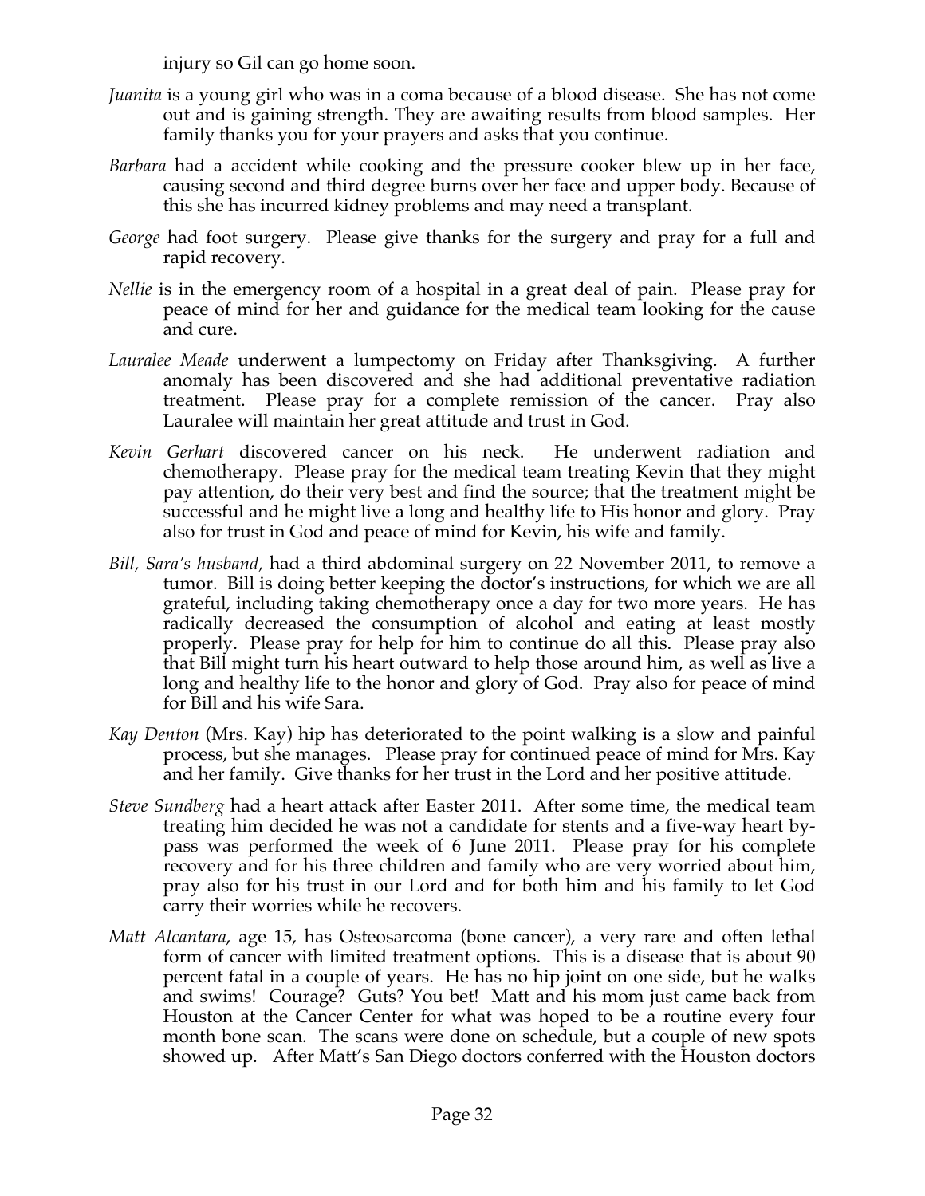injury so Gil can go home soon.

*Juanita* is a young girl who was in a coma because of a blood disease. She has not come out and is gaining strength. They are awaiting results from blood samples. Her family thanks you for your prayers and asks that you continue.

*Barbara* had a accident while cooking and the pressure cooker blew up in her face, causing second and third degree burns over her face and upper body. Because of this she has incurred kidney problems and may need a transplant.

*George* had foot surgery. Please give thanks for the surgery and pray for a full and rapid recovery.

*Nellie* is in the emergency room of a hospital in a great deal of pain. Please pray for peace of mind for her and guidance for the medical team looking for the cause and cure.

*Lauralee Meade* underwent a lumpectomy on Friday after Thanksgiving. A further anomaly has been discovered and she had additional preventative radiation treatment. Please pray for a complete remission of the cancer. Pray also Lauralee will maintain her great attitude and trust in God.

*Kevin Gerhart* discovered cancer on his neck. He underwent radiation and chemotherapy. Please pray for the medical team treating Kevin that they might pay attention, do their very best and find the source; that the treatment might be successful and he might live a long and healthy life to His honor and glory. Pray also for trust in God and peace of mind for Kevin, his wife and family.

*Bill, Sara's husband,* had a third abdominal surgery on 22 November 2011, to remove a tumor. Bill is doing better keeping the doctor's instructions, for which we are all grateful, including taking chemotherapy once a day for two more years. He has radically decreased the consumption of alcohol and eating at least mostly properly. Please pray for help for him to continue do all this. Please pray also that Bill might turn his heart outward to help those around him, as well as live a long and healthy life to the honor and glory of God. Pray also for peace of mind for Bill and his wife Sara.

*Kay Denton* (Mrs. Kay) hip has deteriorated to the point walking is a slow and painful process, but she manages. Please pray for continued peace of mind for Mrs. Kay and her family. Give thanks for her trust in the Lord and her positive attitude.

*Steve Sundberg* had a heart attack after Easter 2011. After some time, the medical team treating him decided he was not a candidate for stents and a five-way heart by-pass was performed the week of 6 June 2011. Please pray for his complete recovery and for his three children and family who are very worried about him, pray also for his trust in our Lord and for both him and his family to let God carry their worries while he recovers.

*Matt Alcantara*, age 15, has Osteosarcoma (bone cancer), a very rare and often lethal form of cancer with limited treatment options. This is a disease that is about 90 percent fatal in a couple of years. He has no hip joint on one side, but he walks and swims! Courage? Guts? You bet! Matt and his mom just came back from Houston at the Cancer Center for what was hoped to be a routine every four month bone scan. The scans were done on schedule, but a couple of new spots showed up. After Matt's San Diego doctors conferred with the Houston doctors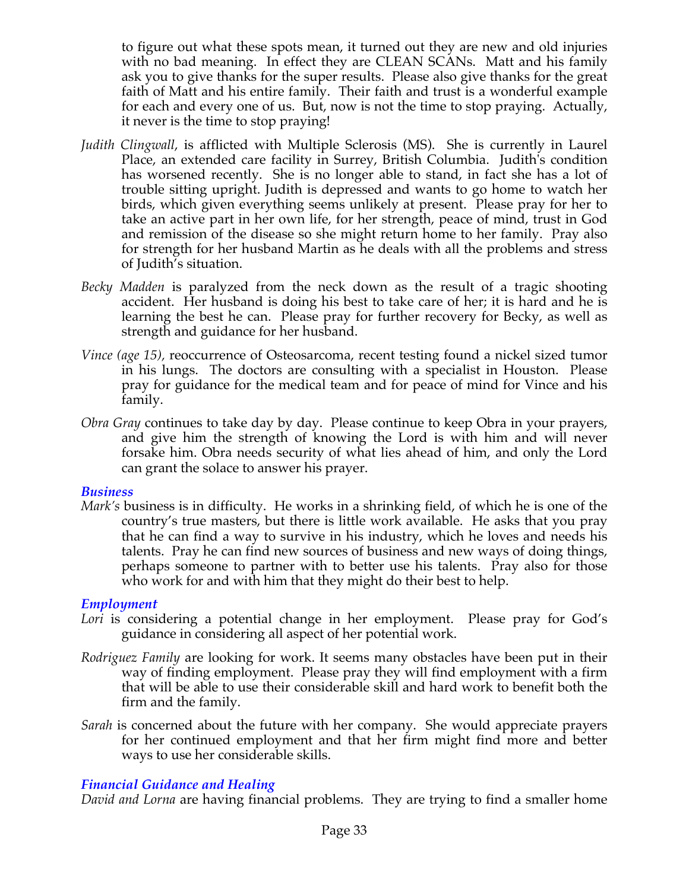to figure out what these spots mean, it turned out they are new and old injuries with no bad meaning. In effect they are CLEAN SCANs. Matt and his family ask you to give thanks for the super results. Please also give thanks for the great faith of Matt and his entire family. Their faith and trust is a wonderful example for each and every one of us. But, now is not the time to stop praying. Actually, it never is the time to stop praying!

*Judith Clingwall*, is afflicted with Multiple Sclerosis (MS). She is currently in Laurel Place, an extended care facility in Surrey, British Columbia. Judith's condition has worsened recently. She is no longer able to stand, in fact she has a lot of trouble sitting upright. Judith is depressed and wants to go home to watch her birds, which given everything seems unlikely at present. Please pray for her to take an active part in her own life, for her strength, peace of mind, trust in God and remission of the disease so she might return home to her family. Pray also for strength for her husband Martin as he deals with all the problems and stress of Judith's situation.

*Becky Madden* is paralyzed from the neck down as the result of a tragic shooting accident. Her husband is doing his best to take care of her; it is hard and he is learning the best he can. Please pray for further recovery for Becky, as well as strength and guidance for her husband.

*Vince (age 15)*, reoccurrence of Osteosarcoma, recent testing found a nickel sized tumor in his lungs. The doctors are consulting with a specialist in Houston. Please pray for guidance for the medical team and for peace of mind for Vince and his family.

*Obra Gray* continues to take day by day. Please continue to keep Obra in your prayers, and give him the strength of knowing the Lord is with him and will never forsake him. Obra needs security of what lies ahead of him, and only the Lord can grant the solace to answer his prayer.

### *Business*

*Mark's* business is in difficulty. He works in a shrinking field, of which he is one of the country's true masters, but there is little work available. He asks that you pray that he can find a way to survive in his industry, which he loves and needs his talents. Pray he can find new sources of business and new ways of doing things, perhaps someone to partner with to better use his talents. Pray also for those who work for and with him that they might do their best to help.

### *Employment*

*Lori* is considering a potential change in her employment. Please pray for God's guidance in considering all aspect of her potential work.

*Rodriguez Family* are looking for work. It seems many obstacles have been put in their way of finding employment. Please pray they will find employment with a firm that will be able to use their considerable skill and hard work to benefit both the firm and the family.

*Sarah* is concerned about the future with her company. She would appreciate prayers for her continued employment and that her firm might find more and better ways to use her considerable skills.

### *Financial Guidance and Healing*

*David and Lorna* are having financial problems. They are trying to find a smaller home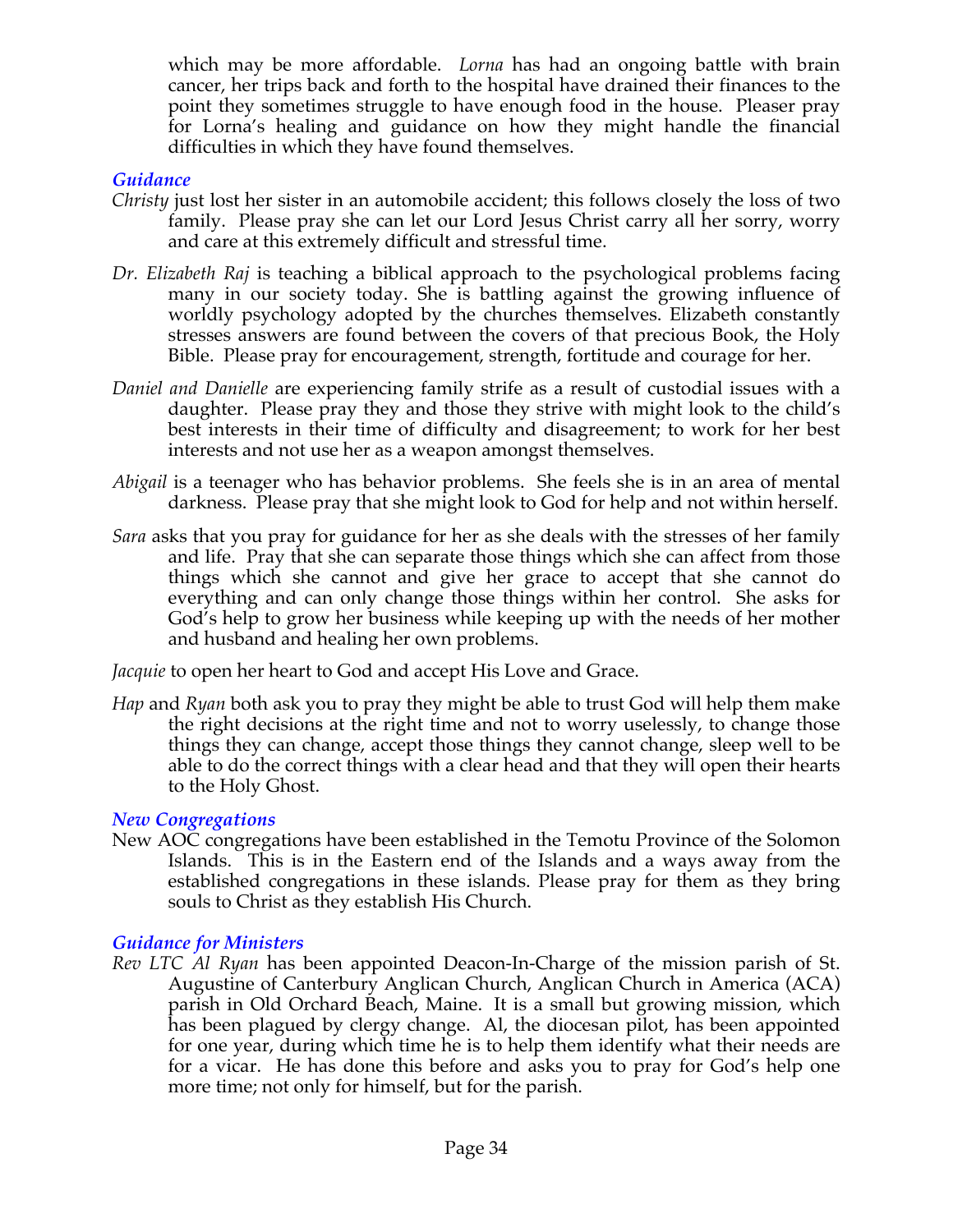which may be more affordable. *Lorna* has had an ongoing battle with brain cancer, her trips back and forth to the hospital have drained their finances to the point they sometimes struggle to have enough food in the house. Pleaser pray for Lorna's healing and guidance on how they might handle the financial difficulties in which they have found themselves.

### *Guidance*

*Christy* just lost her sister in an automobile accident; this follows closely the loss of two family. Please pray she can let our Lord Jesus Christ carry all her sorry, worry and care at this extremely difficult and stressful time.

*Dr. Elizabeth Raj* is teaching a biblical approach to the psychological problems facing many in our society today. She is battling against the growing influence of worldly psychology adopted by the churches themselves. Elizabeth constantly stresses answers are found between the covers of that precious Book, the Holy Bible. Please pray for encouragement, strength, fortitude and courage for her.

*Daniel and Danielle* are experiencing family strife as a result of custodial issues with a daughter. Please pray they and those they strive with might look to the child's best interests in their time of difficulty and disagreement; to work for her best interests and not use her as a weapon amongst themselves.

*Abigail* is a teenager who has behavior problems. She feels she is in an area of mental darkness. Please pray that she might look to God for help and not within herself.

*Sara* asks that you pray for guidance for her as she deals with the stresses of her family and life. Pray that she can separate those things which she can affect from those things which she cannot and give her grace to accept that she cannot do everything and can only change those things within her control. She asks for God's help to grow her business while keeping up with the needs of her mother and husband and healing her own problems.

*Jacquie* to open her heart to God and accept His Love and Grace.

*Hap* and *Ryan* both ask you to pray they might be able to trust God will help them make the right decisions at the right time and not to worry uselessly, to change those things they can change, accept those things they cannot change, sleep well to be able to do the correct things with a clear head and that they will open their hearts to the Holy Ghost.

### *New Congregations*

New AOC congregations have been established in the Temotu Province of the Solomon Islands. This is in the Eastern end of the Islands and a ways away from the established congregations in these islands. Please pray for them as they bring souls to Christ as they establish His Church.

### *Guidance for Ministers*

*Rev LTC Al Ryan* has been appointed Deacon-In-Charge of the mission parish of St. Augustine of Canterbury Anglican Church, Anglican Church in America (ACA) parish in Old Orchard Beach, Maine. It is a small but growing mission, which has been plagued by clergy change. Al, the diocesan pilot, has been appointed for one year, during which time he is to help them identify what their needs are for a vicar. He has done this before and asks you to pray for God's help one more time; not only for himself, but for the parish.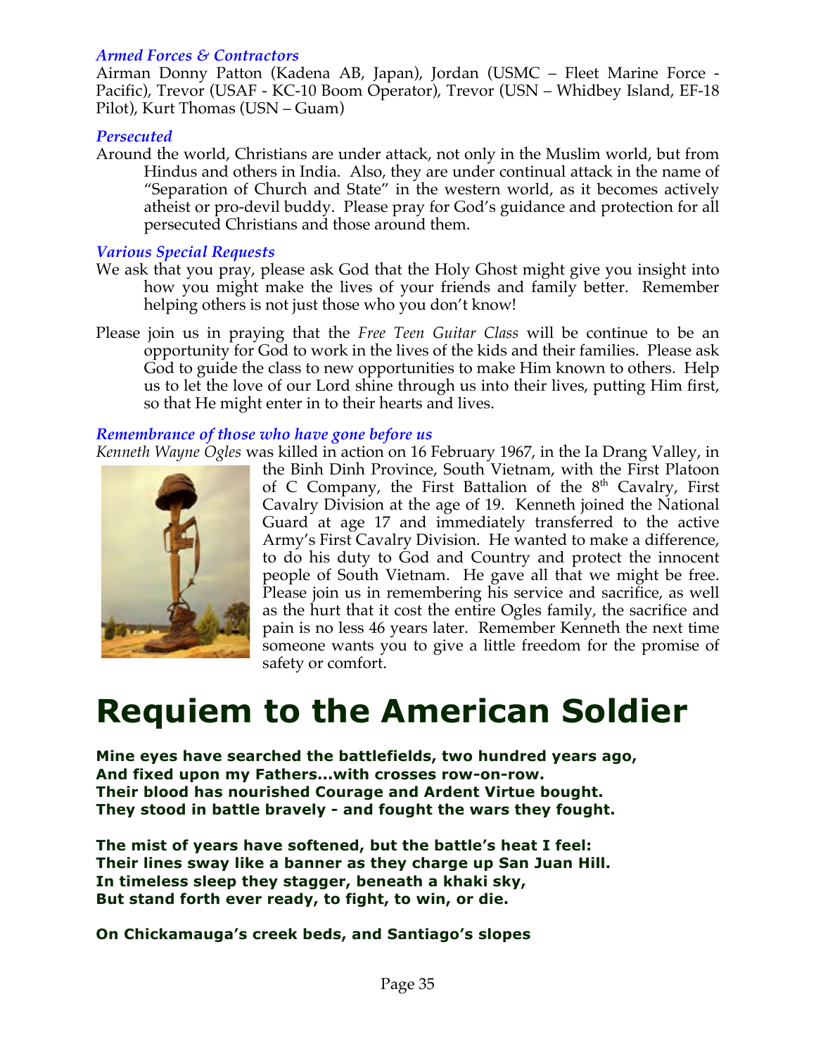### *Armed Forces & Contractors*

Airman Donny Patton (Kadena AB, Japan), Jordan (USMC – Fleet Marine Force - Pacific), Trevor (USAF - KC-10 Boom Operator), Trevor (USN – Whidbey Island, EF-18 Pilot), Kurt Thomas (USN – Guam)

### *Persecuted*

Around the world, Christians are under attack, not only in the Muslim world, but from Hindus and others in India. Also, they are under continual attack in the name of "Separation of Church and State" in the western world, as it becomes actively atheist or pro-devil buddy. Please pray for God's guidance and protection for all persecuted Christians and those around them.

### *Various Special Requests*

We ask that you pray, please ask God that the Holy Ghost might give you insight into how you might make the lives of your friends and family better. Remember helping others is not just those who you don't know!

Please join us in praying that the *Free Teen Guitar Class* will be continue to be an opportunity for God to work in the lives of the kids and their families. Please ask God to guide the class to new opportunities to make Him known to others. Help us to let the love of our Lord shine through us into their lives, putting Him first, so that He might enter in to their hearts and lives.

### *Remembrance of those who have gone before us*

*Kenneth Wayne Ogles* was killed in action on 16 February 1967, in the Ia Drang Valley, in the Binh Dinh Province, South Vietnam, with the First Platoon of C Company, the First Battalion of the 8th Cavalry, First Cavalry Division at the age of 19. Kenneth joined the National Guard at age 17 and immediately transferred to the active Army's First Cavalry Division. He wanted to make a difference, to do his duty to God and Country and protect the innocent people of South Vietnam. He gave all that we might be free. Please join us in remembering his service and sacrifice, as well as the hurt that it cost the entire Ogles family, the sacrifice and pain is no less 46 years later. Remember Kenneth the next time someone wants you to give a little freedom for the promise of safety or comfort.

# Requiem to the American Soldier

**Mine eyes have searched the battlefields, two hundred years ago,**
**And fixed upon my Fathers...with crosses row-on-row.**
**Their blood has nourished Courage and Ardent Virtue bought.**
**They stood in battle bravely - and fought the wars they fought.**

**The mist of years have softened, but the battle's heat I feel:**
**Their lines sway like a banner as they charge up San Juan Hill.**
**In timeless sleep they stagger, beneath a khaki sky,**
**But stand forth ever ready, to fight, to win, or die.**

**On Chickamauga's creek beds, and Santiago's slopes**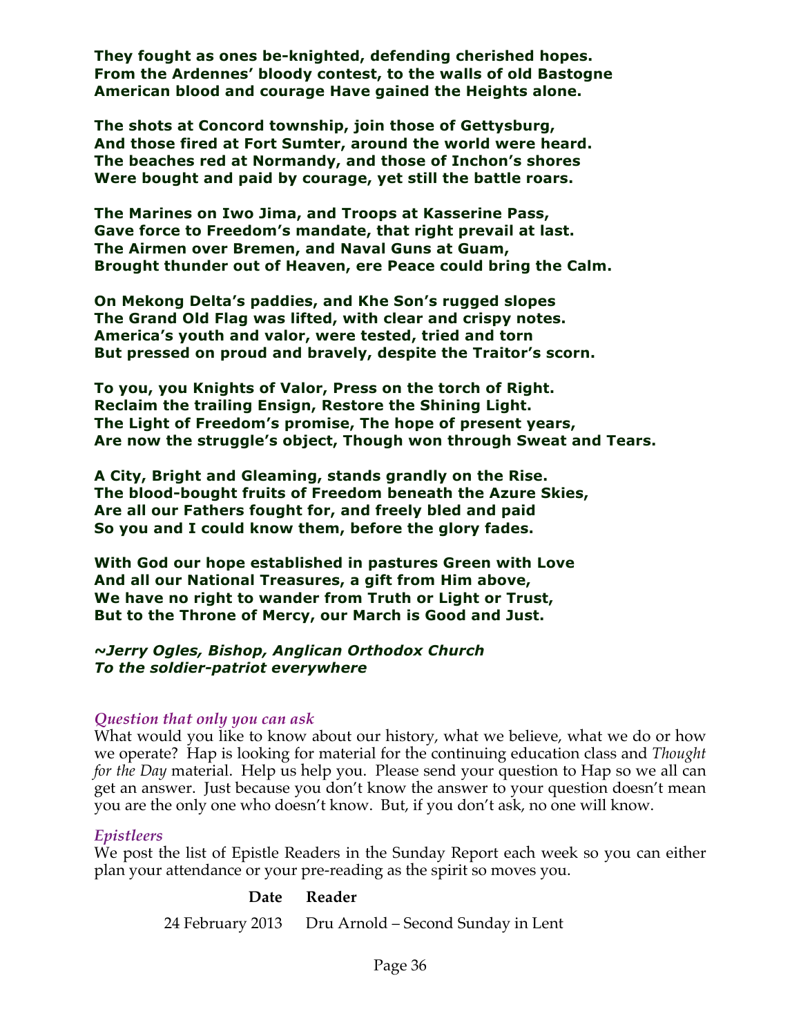**They fought as ones be-knighted, defending cherished hopes.**
**From the Ardennes' bloody contest, to the walls of old Bastogne**
**American blood and courage Have gained the Heights alone.**

**The shots at Concord township, join those of Gettysburg,**
**And those fired at Fort Sumter, around the world were heard.**
**The beaches red at Normandy, and those of Inchon's shores**
**Were bought and paid by courage, yet still the battle roars.**

**The Marines on Iwo Jima, and Troops at Kasserine Pass,**
**Gave force to Freedom's mandate, that right prevail at last.**
**The Airmen over Bremen, and Naval Guns at Guam,**
**Brought thunder out of Heaven, ere Peace could bring the Calm.**

**On Mekong Delta's paddies, and Khe Son's rugged slopes**
**The Grand Old Flag was lifted, with clear and crispy notes.**
**America's youth and valor, were tested, tried and torn**
**But pressed on proud and bravely, despite the Traitor's scorn.**

**To you, you Knights of Valor, Press on the torch of Right.**
**Reclaim the trailing Ensign, Restore the Shining Light.**
**The Light of Freedom's promise, The hope of present years,**
**Are now the struggle's object, Though won through Sweat and Tears.**

**A City, Bright and Gleaming, stands grandly on the Rise.**
**The blood-bought fruits of Freedom beneath the Azure Skies,**
**Are all our Fathers fought for, and freely bled and paid**
**So you and I could know them, before the glory fades.**

**With God our hope established in pastures Green with Love**
**And all our National Treasures, a gift from Him above,**
**We have no right to wander from Truth or Light or Trust,**
**But to the Throne of Mercy, our March is Good and Just.**

***~Jerry Ogles, Bishop, Anglican Orthodox Church***
***To the soldier-patriot everywhere***

### *Question that only you can ask*

What would you like to know about our history, what we believe, what we do or how we operate? Hap is looking for material for the continuing education class and *Thought for the Day* material. Help us help you. Please send your question to Hap so we all can get an answer. Just because you don't know the answer to your question doesn't mean you are the only one who doesn't know. But, if you don't ask, no one will know.

### *Epistleers*

We post the list of Epistle Readers in the Sunday Report each week so you can either plan your attendance or your pre-reading as the spirit so moves you.

| Date | Reader |
|---|---|
| 24 February 2013 | Dru Arnold – Second Sunday in Lent |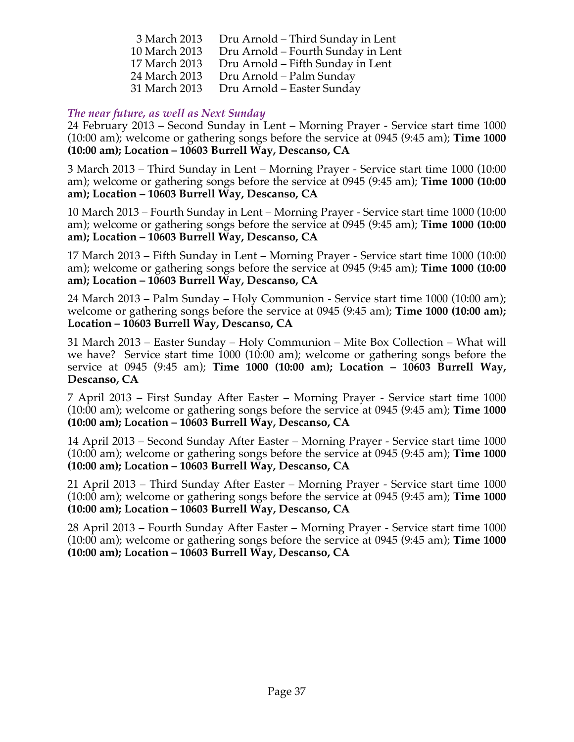| | |
|---|---|
| 3 March 2013 | Dru Arnold – Third Sunday in Lent |
| 10 March 2013 | Dru Arnold – Fourth Sunday in Lent |
| 17 March 2013 | Dru Arnold – Fifth Sunday in Lent |
| 24 March 2013 | Dru Arnold – Palm Sunday |
| 31 March 2013 | Dru Arnold – Easter Sunday |

### *The near future, as well as Next Sunday*

24 February 2013 – Second Sunday in Lent – Morning Prayer - Service start time 1000 (10:00 am); welcome or gathering songs before the service at 0945 (9:45 am); **Time 1000 (10:00 am); Location – 10603 Burrell Way, Descanso, CA**

3 March 2013 – Third Sunday in Lent – Morning Prayer - Service start time 1000 (10:00 am); welcome or gathering songs before the service at 0945 (9:45 am); **Time 1000 (10:00 am); Location – 10603 Burrell Way, Descanso, CA**

10 March 2013 – Fourth Sunday in Lent – Morning Prayer - Service start time 1000 (10:00 am); welcome or gathering songs before the service at 0945 (9:45 am); **Time 1000 (10:00 am); Location – 10603 Burrell Way, Descanso, CA**

17 March 2013 – Fifth Sunday in Lent – Morning Prayer - Service start time 1000 (10:00 am); welcome or gathering songs before the service at 0945 (9:45 am); **Time 1000 (10:00 am); Location – 10603 Burrell Way, Descanso, CA**

24 March 2013 – Palm Sunday – Holy Communion - Service start time 1000 (10:00 am); welcome or gathering songs before the service at 0945 (9:45 am); **Time 1000 (10:00 am); Location – 10603 Burrell Way, Descanso, CA**

31 March 2013 – Easter Sunday – Holy Communion – Mite Box Collection – What will we have? Service start time 1000 (10:00 am); welcome or gathering songs before the service at 0945 (9:45 am); **Time 1000 (10:00 am); Location – 10603 Burrell Way, Descanso, CA**

7 April 2013 – First Sunday After Easter – Morning Prayer - Service start time 1000 (10:00 am); welcome or gathering songs before the service at 0945 (9:45 am); **Time 1000 (10:00 am); Location – 10603 Burrell Way, Descanso, CA**

14 April 2013 – Second Sunday After Easter – Morning Prayer - Service start time 1000 (10:00 am); welcome or gathering songs before the service at 0945 (9:45 am); **Time 1000 (10:00 am); Location – 10603 Burrell Way, Descanso, CA**

21 April 2013 – Third Sunday After Easter – Morning Prayer - Service start time 1000 (10:00 am); welcome or gathering songs before the service at 0945 (9:45 am); **Time 1000 (10:00 am); Location – 10603 Burrell Way, Descanso, CA**

28 April 2013 – Fourth Sunday After Easter – Morning Prayer - Service start time 1000 (10:00 am); welcome or gathering songs before the service at 0945 (9:45 am); **Time 1000 (10:00 am); Location – 10603 Burrell Way, Descanso, CA**